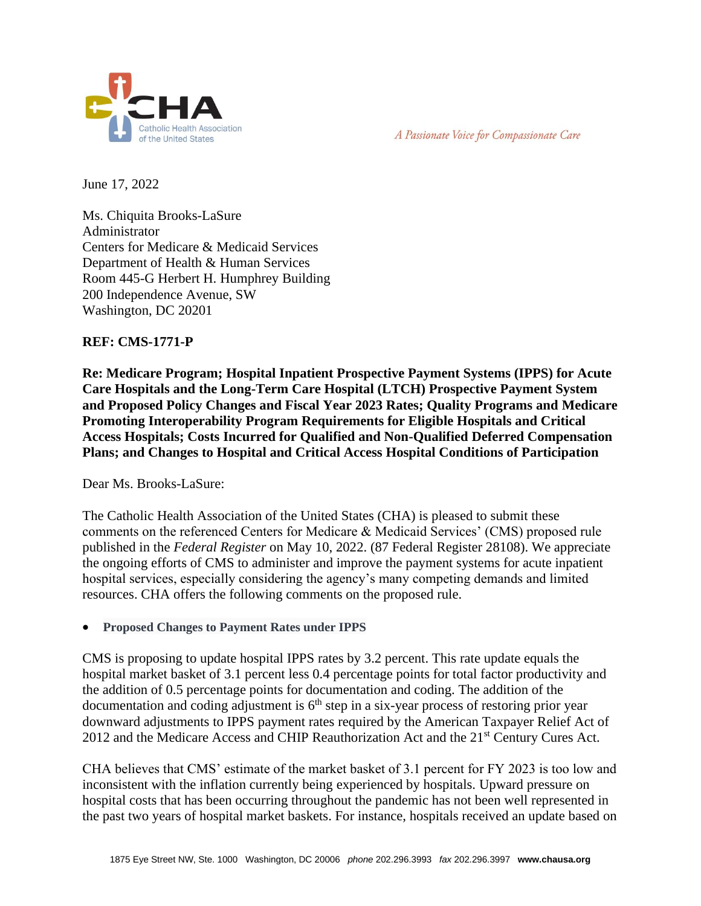Catholic Health Association of the United States

*A Passionate Voice for Compassionate Care*

June 17, 2022

Ms. Chiquita Brooks-LaSure
Administrator
Centers for Medicare & Medicaid Services
Department of Health & Human Services
Room 445-G Herbert H. Humphrey Building
200 Independence Avenue, SW
Washington, DC 20201

**REF: CMS-1771-P**

**Re: Medicare Program; Hospital Inpatient Prospective Payment Systems (IPPS) for Acute Care Hospitals and the Long-Term Care Hospital (LTCH) Prospective Payment System and Proposed Policy Changes and Fiscal Year 2023 Rates; Quality Programs and Medicare Promoting Interoperability Program Requirements for Eligible Hospitals and Critical Access Hospitals; Costs Incurred for Qualified and Non-Qualified Deferred Compensation Plans; and Changes to Hospital and Critical Access Hospital Conditions of Participation**

Dear Ms. Brooks-LaSure:

The Catholic Health Association of the United States (CHA) is pleased to submit these comments on the referenced Centers for Medicare & Medicaid Services' (CMS) proposed rule published in the *Federal Register* on May 10, 2022. (87 Federal Register 28108). We appreciate the ongoing efforts of CMS to administer and improve the payment systems for acute inpatient hospital services, especially considering the agency's many competing demands and limited resources. CHA offers the following comments on the proposed rule.

- **Proposed Changes to Payment Rates under IPPS**

CMS is proposing to update hospital IPPS rates by 3.2 percent. This rate update equals the hospital market basket of 3.1 percent less 0.4 percentage points for total factor productivity and the addition of 0.5 percentage points for documentation and coding. The addition of the documentation and coding adjustment is 6th step in a six-year process of restoring prior year downward adjustments to IPPS payment rates required by the American Taxpayer Relief Act of 2012 and the Medicare Access and CHIP Reauthorization Act and the 21st Century Cures Act.

CHA believes that CMS' estimate of the market basket of 3.1 percent for FY 2023 is too low and inconsistent with the inflation currently being experienced by hospitals. Upward pressure on hospital costs that has been occurring throughout the pandemic has not been well represented in the past two years of hospital market baskets. For instance, hospitals received an update based on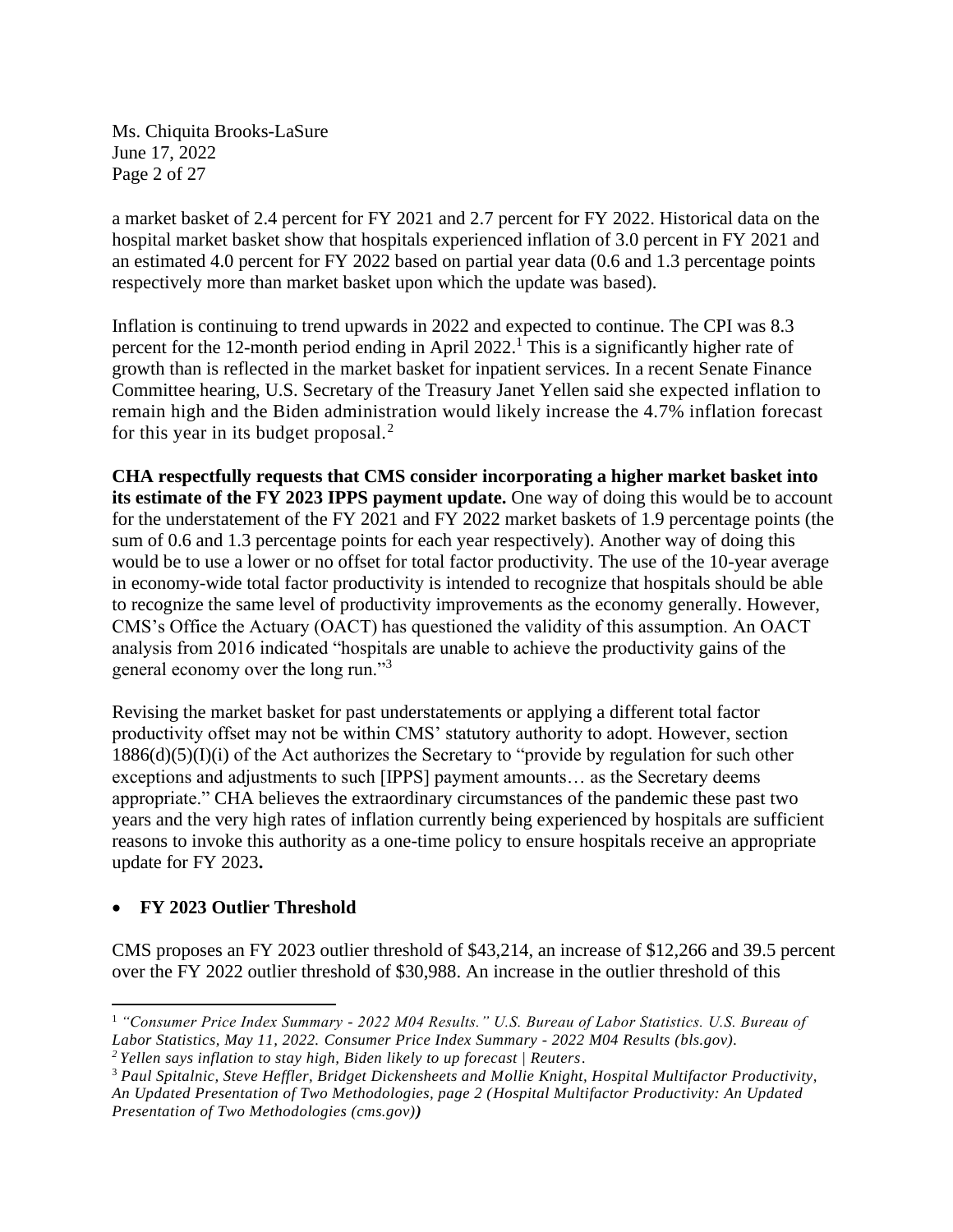a market basket of 2.4 percent for FY 2021 and 2.7 percent for FY 2022. Historical data on the hospital market basket show that hospitals experienced inflation of 3.0 percent in FY 2021 and an estimated 4.0 percent for FY 2022 based on partial year data (0.6 and 1.3 percentage points respectively more than market basket upon which the update was based).

Inflation is continuing to trend upwards in 2022 and expected to continue. The CPI was 8.3 percent for the 12-month period ending in April 2022.[1] This is a significantly higher rate of growth than is reflected in the market basket for inpatient services. In a recent Senate Finance Committee hearing, U.S. Secretary of the Treasury Janet Yellen said she expected inflation to remain high and the Biden administration would likely increase the 4.7% inflation forecast for this year in its budget proposal.[2]

**CHA respectfully requests that CMS consider incorporating a higher market basket into its estimate of the FY 2023 IPPS payment update.** One way of doing this would be to account for the understatement of the FY 2021 and FY 2022 market baskets of 1.9 percentage points (the sum of 0.6 and 1.3 percentage points for each year respectively). Another way of doing this would be to use a lower or no offset for total factor productivity. The use of the 10-year average in economy-wide total factor productivity is intended to recognize that hospitals should be able to recognize the same level of productivity improvements as the economy generally. However, CMS's Office the Actuary (OACT) has questioned the validity of this assumption. An OACT analysis from 2016 indicated "hospitals are unable to achieve the productivity gains of the general economy over the long run."[3]

Revising the market basket for past understatements or applying a different total factor productivity offset may not be within CMS' statutory authority to adopt. However, section 1886(d)(5)(I)(i) of the Act authorizes the Secretary to "provide by regulation for such other exceptions and adjustments to such [IPPS] payment amounts… as the Secretary deems appropriate." CHA believes the extraordinary circumstances of the pandemic these past two years and the very high rates of inflation currently being experienced by hospitals are sufficient reasons to invoke this authority as a one-time policy to ensure hospitals receive an appropriate update for FY 2023**.**

- **FY 2023 Outlier Threshold**

CMS proposes an FY 2023 outlier threshold of $43,214, an increase of $12,266 and 39.5 percent over the FY 2022 outlier threshold of $30,988. An increase in the outlier threshold of this

---

[1] *"Consumer Price Index Summary - 2022 M04 Results." U.S. Bureau of Labor Statistics. U.S. Bureau of Labor Statistics, May 11, 2022. Consumer Price Index Summary - 2022 M04 Results (bls.gov).*

[2] *Yellen says inflation to stay high, Biden likely to up forecast | Reuters.*

[3] *Paul Spitalnic, Steve Heffler, Bridget Dickensheets and Mollie Knight, Hospital Multifactor Productivity, An Updated Presentation of Two Methodologies, page 2 (Hospital Multifactor Productivity: An Updated Presentation of Two Methodologies (cms.gov)**)***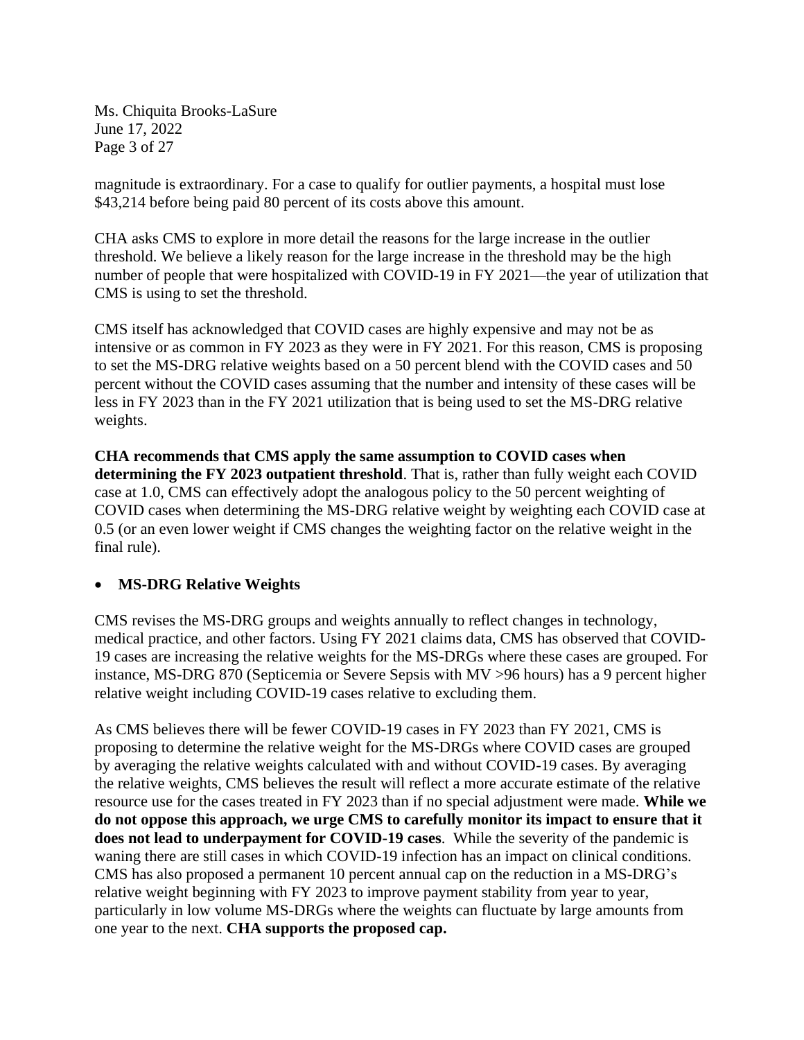magnitude is extraordinary. For a case to qualify for outlier payments, a hospital must lose $43,214 before being paid 80 percent of its costs above this amount.

CHA asks CMS to explore in more detail the reasons for the large increase in the outlier threshold. We believe a likely reason for the large increase in the threshold may be the high number of people that were hospitalized with COVID-19 in FY 2021—the year of utilization that CMS is using to set the threshold.

CMS itself has acknowledged that COVID cases are highly expensive and may not be as intensive or as common in FY 2023 as they were in FY 2021. For this reason, CMS is proposing to set the MS-DRG relative weights based on a 50 percent blend with the COVID cases and 50 percent without the COVID cases assuming that the number and intensity of these cases will be less in FY 2023 than in the FY 2021 utilization that is being used to set the MS-DRG relative weights.

**CHA recommends that CMS apply the same assumption to COVID cases when determining the FY 2023 outpatient threshold**. That is, rather than fully weight each COVID case at 1.0, CMS can effectively adopt the analogous policy to the 50 percent weighting of COVID cases when determining the MS-DRG relative weight by weighting each COVID case at 0.5 (or an even lower weight if CMS changes the weighting factor on the relative weight in the final rule).

- **MS-DRG Relative Weights**

CMS revises the MS-DRG groups and weights annually to reflect changes in technology, medical practice, and other factors. Using FY 2021 claims data, CMS has observed that COVID-19 cases are increasing the relative weights for the MS-DRGs where these cases are grouped. For instance, MS-DRG 870 (Septicemia or Severe Sepsis with MV >96 hours) has a 9 percent higher relative weight including COVID-19 cases relative to excluding them.

As CMS believes there will be fewer COVID-19 cases in FY 2023 than FY 2021, CMS is proposing to determine the relative weight for the MS-DRGs where COVID cases are grouped by averaging the relative weights calculated with and without COVID-19 cases. By averaging the relative weights, CMS believes the result will reflect a more accurate estimate of the relative resource use for the cases treated in FY 2023 than if no special adjustment were made. **While we do not oppose this approach, we urge CMS to carefully monitor its impact to ensure that it does not lead to underpayment for COVID-19 cases**. While the severity of the pandemic is waning there are still cases in which COVID-19 infection has an impact on clinical conditions. CMS has also proposed a permanent 10 percent annual cap on the reduction in a MS-DRG's relative weight beginning with FY 2023 to improve payment stability from year to year, particularly in low volume MS-DRGs where the weights can fluctuate by large amounts from one year to the next. **CHA supports the proposed cap.**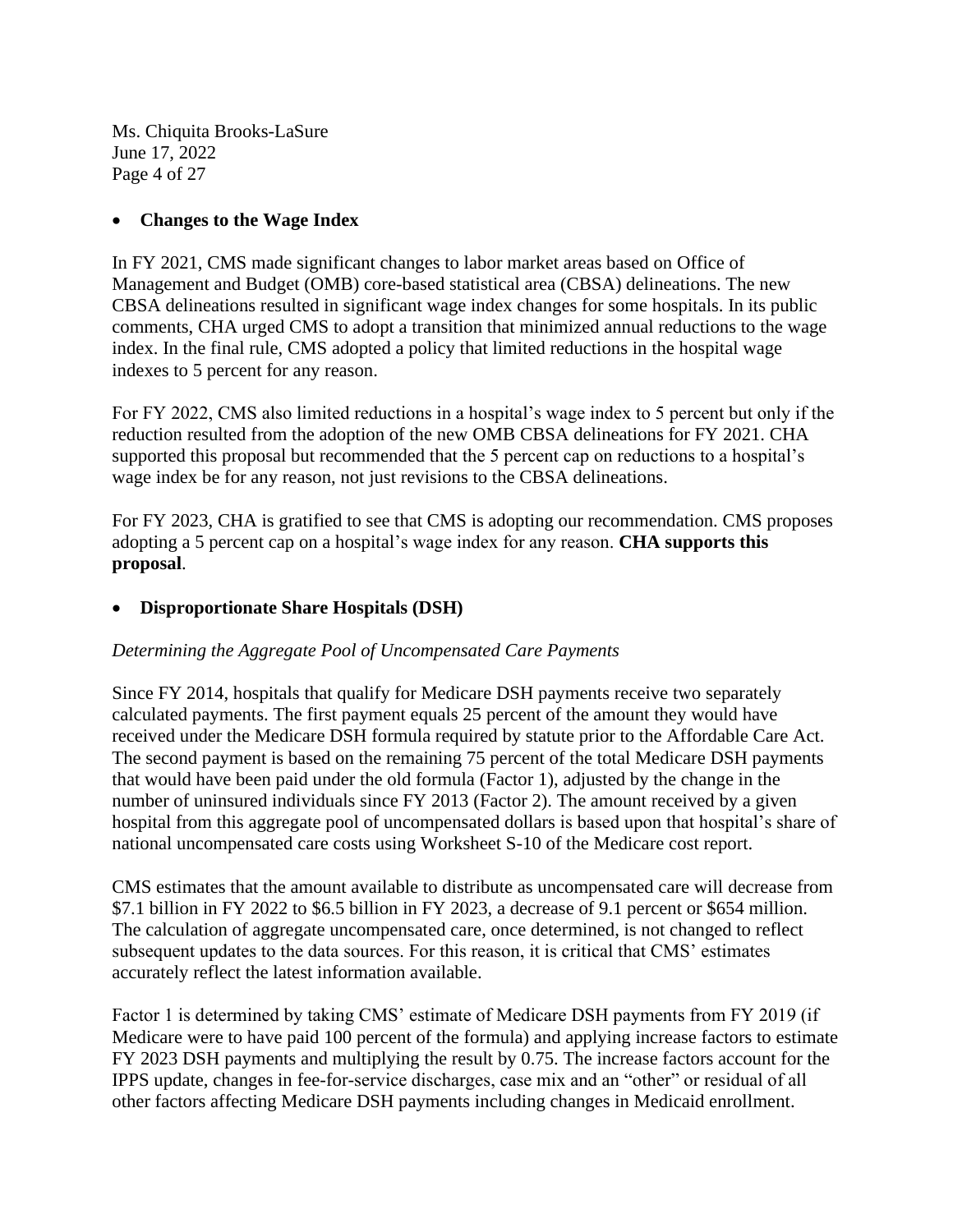- **Changes to the Wage Index**

In FY 2021, CMS made significant changes to labor market areas based on Office of Management and Budget (OMB) core-based statistical area (CBSA) delineations. The new CBSA delineations resulted in significant wage index changes for some hospitals. In its public comments, CHA urged CMS to adopt a transition that minimized annual reductions to the wage index. In the final rule, CMS adopted a policy that limited reductions in the hospital wage indexes to 5 percent for any reason.

For FY 2022, CMS also limited reductions in a hospital's wage index to 5 percent but only if the reduction resulted from the adoption of the new OMB CBSA delineations for FY 2021. CHA supported this proposal but recommended that the 5 percent cap on reductions to a hospital's wage index be for any reason, not just revisions to the CBSA delineations.

For FY 2023, CHA is gratified to see that CMS is adopting our recommendation. CMS proposes adopting a 5 percent cap on a hospital's wage index for any reason. **CHA supports this proposal**.

- **Disproportionate Share Hospitals (DSH)**

*Determining the Aggregate Pool of Uncompensated Care Payments*

Since FY 2014, hospitals that qualify for Medicare DSH payments receive two separately calculated payments. The first payment equals 25 percent of the amount they would have received under the Medicare DSH formula required by statute prior to the Affordable Care Act. The second payment is based on the remaining 75 percent of the total Medicare DSH payments that would have been paid under the old formula (Factor 1), adjusted by the change in the number of uninsured individuals since FY 2013 (Factor 2). The amount received by a given hospital from this aggregate pool of uncompensated dollars is based upon that hospital's share of national uncompensated care costs using Worksheet S-10 of the Medicare cost report.

CMS estimates that the amount available to distribute as uncompensated care will decrease from \$7.1 billion in FY 2022 to \$6.5 billion in FY 2023, a decrease of 9.1 percent or \$654 million. The calculation of aggregate uncompensated care, once determined, is not changed to reflect subsequent updates to the data sources. For this reason, it is critical that CMS' estimates accurately reflect the latest information available.

Factor 1 is determined by taking CMS' estimate of Medicare DSH payments from FY 2019 (if Medicare were to have paid 100 percent of the formula) and applying increase factors to estimate FY 2023 DSH payments and multiplying the result by 0.75. The increase factors account for the IPPS update, changes in fee-for-service discharges, case mix and an "other" or residual of all other factors affecting Medicare DSH payments including changes in Medicaid enrollment.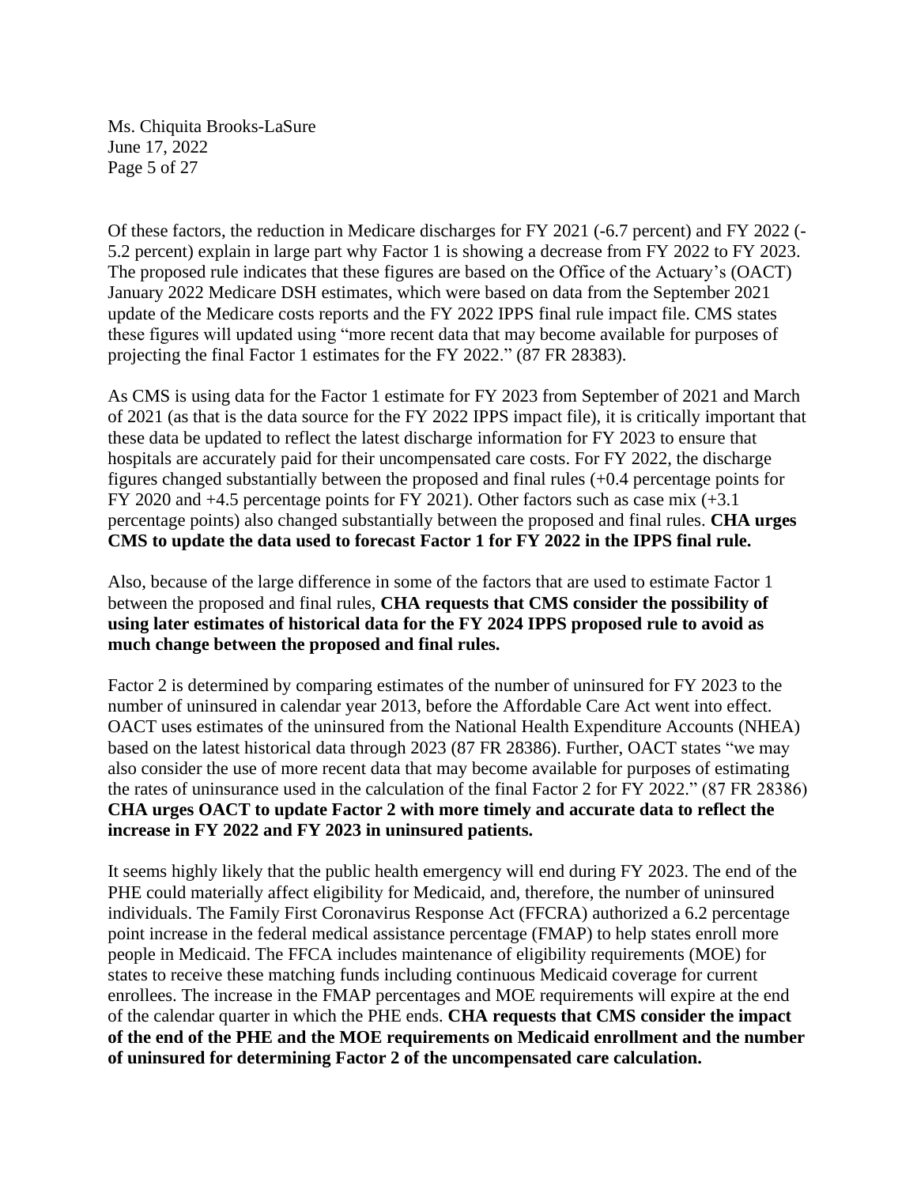Of these factors, the reduction in Medicare discharges for FY 2021 (-6.7 percent) and FY 2022 (-5.2 percent) explain in large part why Factor 1 is showing a decrease from FY 2022 to FY 2023. The proposed rule indicates that these figures are based on the Office of the Actuary's (OACT) January 2022 Medicare DSH estimates, which were based on data from the September 2021 update of the Medicare costs reports and the FY 2022 IPPS final rule impact file. CMS states these figures will updated using "more recent data that may become available for purposes of projecting the final Factor 1 estimates for the FY 2022." (87 FR 28383).

As CMS is using data for the Factor 1 estimate for FY 2023 from September of 2021 and March of 2021 (as that is the data source for the FY 2022 IPPS impact file), it is critically important that these data be updated to reflect the latest discharge information for FY 2023 to ensure that hospitals are accurately paid for their uncompensated care costs. For FY 2022, the discharge figures changed substantially between the proposed and final rules (+0.4 percentage points for FY 2020 and +4.5 percentage points for FY 2021). Other factors such as case mix (+3.1 percentage points) also changed substantially between the proposed and final rules. **CHA urges CMS to update the data used to forecast Factor 1 for FY 2022 in the IPPS final rule.**

Also, because of the large difference in some of the factors that are used to estimate Factor 1 between the proposed and final rules, **CHA requests that CMS consider the possibility of using later estimates of historical data for the FY 2024 IPPS proposed rule to avoid as much change between the proposed and final rules.**

Factor 2 is determined by comparing estimates of the number of uninsured for FY 2023 to the number of uninsured in calendar year 2013, before the Affordable Care Act went into effect. OACT uses estimates of the uninsured from the National Health Expenditure Accounts (NHEA) based on the latest historical data through 2023 (87 FR 28386). Further, OACT states "we may also consider the use of more recent data that may become available for purposes of estimating the rates of uninsurance used in the calculation of the final Factor 2 for FY 2022." (87 FR 28386) **CHA urges OACT to update Factor 2 with more timely and accurate data to reflect the increase in FY 2022 and FY 2023 in uninsured patients.**

It seems highly likely that the public health emergency will end during FY 2023. The end of the PHE could materially affect eligibility for Medicaid, and, therefore, the number of uninsured individuals. The Family First Coronavirus Response Act (FFCRA) authorized a 6.2 percentage point increase in the federal medical assistance percentage (FMAP) to help states enroll more people in Medicaid. The FFCA includes maintenance of eligibility requirements (MOE) for states to receive these matching funds including continuous Medicaid coverage for current enrollees. The increase in the FMAP percentages and MOE requirements will expire at the end of the calendar quarter in which the PHE ends. **CHA requests that CMS consider the impact of the end of the PHE and the MOE requirements on Medicaid enrollment and the number of uninsured for determining Factor 2 of the uncompensated care calculation.**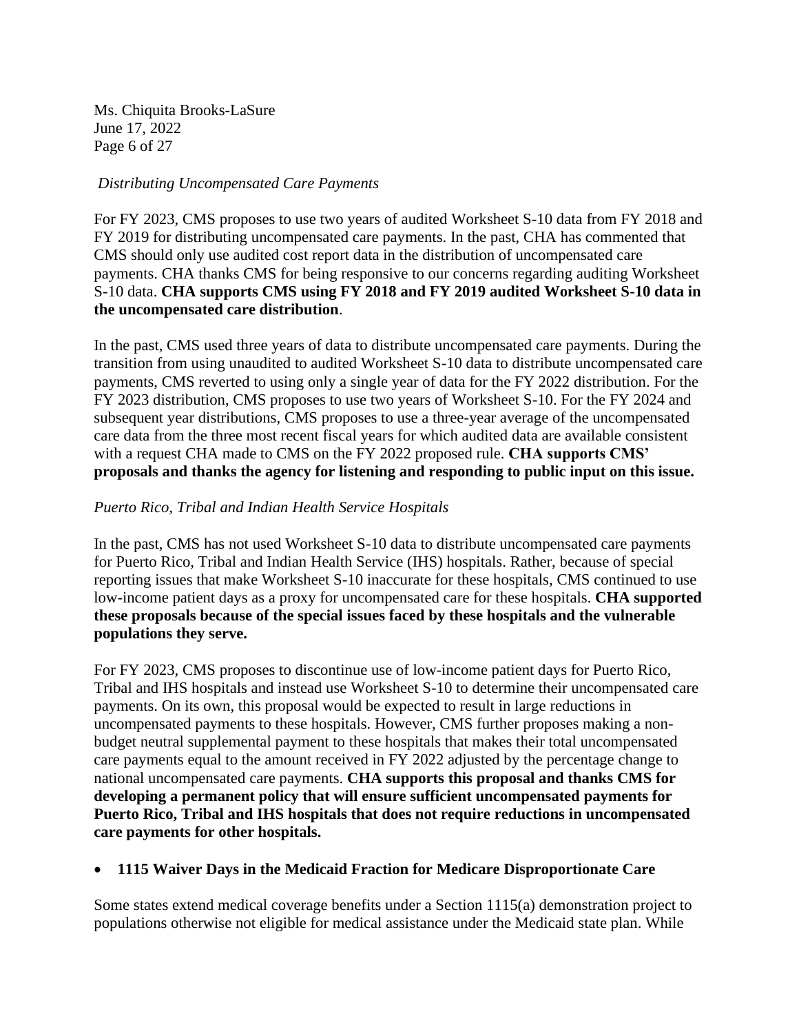*Distributing Uncompensated Care Payments*

For FY 2023, CMS proposes to use two years of audited Worksheet S-10 data from FY 2018 and FY 2019 for distributing uncompensated care payments. In the past, CHA has commented that CMS should only use audited cost report data in the distribution of uncompensated care payments. CHA thanks CMS for being responsive to our concerns regarding auditing Worksheet S-10 data. **CHA supports CMS using FY 2018 and FY 2019 audited Worksheet S-10 data in the uncompensated care distribution**.

In the past, CMS used three years of data to distribute uncompensated care payments. During the transition from using unaudited to audited Worksheet S-10 data to distribute uncompensated care payments, CMS reverted to using only a single year of data for the FY 2022 distribution. For the FY 2023 distribution, CMS proposes to use two years of Worksheet S-10. For the FY 2024 and subsequent year distributions, CMS proposes to use a three-year average of the uncompensated care data from the three most recent fiscal years for which audited data are available consistent with a request CHA made to CMS on the FY 2022 proposed rule. **CHA supports CMS' proposals and thanks the agency for listening and responding to public input on this issue.**

*Puerto Rico, Tribal and Indian Health Service Hospitals*

In the past, CMS has not used Worksheet S-10 data to distribute uncompensated care payments for Puerto Rico, Tribal and Indian Health Service (IHS) hospitals. Rather, because of special reporting issues that make Worksheet S-10 inaccurate for these hospitals, CMS continued to use low-income patient days as a proxy for uncompensated care for these hospitals. **CHA supported these proposals because of the special issues faced by these hospitals and the vulnerable populations they serve.**

For FY 2023, CMS proposes to discontinue use of low-income patient days for Puerto Rico, Tribal and IHS hospitals and instead use Worksheet S-10 to determine their uncompensated care payments. On its own, this proposal would be expected to result in large reductions in uncompensated payments to these hospitals. However, CMS further proposes making a non-budget neutral supplemental payment to these hospitals that makes their total uncompensated care payments equal to the amount received in FY 2022 adjusted by the percentage change to national uncompensated care payments. **CHA supports this proposal and thanks CMS for developing a permanent policy that will ensure sufficient uncompensated payments for Puerto Rico, Tribal and IHS hospitals that does not require reductions in uncompensated care payments for other hospitals.**

- **1115 Waiver Days in the Medicaid Fraction for Medicare Disproportionate Care**

Some states extend medical coverage benefits under a Section 1115(a) demonstration project to populations otherwise not eligible for medical assistance under the Medicaid state plan. While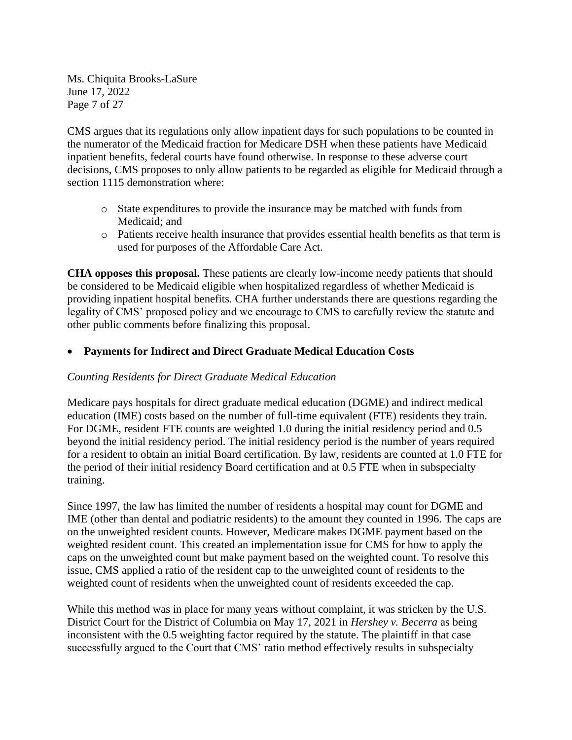CMS argues that its regulations only allow inpatient days for such populations to be counted in the numerator of the Medicaid fraction for Medicare DSH when these patients have Medicaid inpatient benefits, federal courts have found otherwise. In response to these adverse court decisions, CMS proposes to only allow patients to be regarded as eligible for Medicaid through a section 1115 demonstration where:

- State expenditures to provide the insurance may be matched with funds from Medicaid; and
- Patients receive health insurance that provides essential health benefits as that term is used for purposes of the Affordable Care Act.

**CHA opposes this proposal.** These patients are clearly low-income needy patients that should be considered to be Medicaid eligible when hospitalized regardless of whether Medicaid is providing inpatient hospital benefits. CHA further understands there are questions regarding the legality of CMS' proposed policy and we encourage to CMS to carefully review the statute and other public comments before finalizing this proposal.

- **Payments for Indirect and Direct Graduate Medical Education Costs**

*Counting Residents for Direct Graduate Medical Education*

Medicare pays hospitals for direct graduate medical education (DGME) and indirect medical education (IME) costs based on the number of full-time equivalent (FTE) residents they train. For DGME, resident FTE counts are weighted 1.0 during the initial residency period and 0.5 beyond the initial residency period. The initial residency period is the number of years required for a resident to obtain an initial Board certification. By law, residents are counted at 1.0 FTE for the period of their initial residency Board certification and at 0.5 FTE when in subspecialty training.

Since 1997, the law has limited the number of residents a hospital may count for DGME and IME (other than dental and podiatric residents) to the amount they counted in 1996. The caps are on the unweighted resident counts. However, Medicare makes DGME payment based on the weighted resident count. This created an implementation issue for CMS for how to apply the caps on the unweighted count but make payment based on the weighted count. To resolve this issue, CMS applied a ratio of the resident cap to the unweighted count of residents to the weighted count of residents when the unweighted count of residents exceeded the cap.

While this method was in place for many years without complaint, it was stricken by the U.S. District Court for the District of Columbia on May 17, 2021 in *Hershey v. Becerra* as being inconsistent with the 0.5 weighting factor required by the statute. The plaintiff in that case successfully argued to the Court that CMS' ratio method effectively results in subspecialty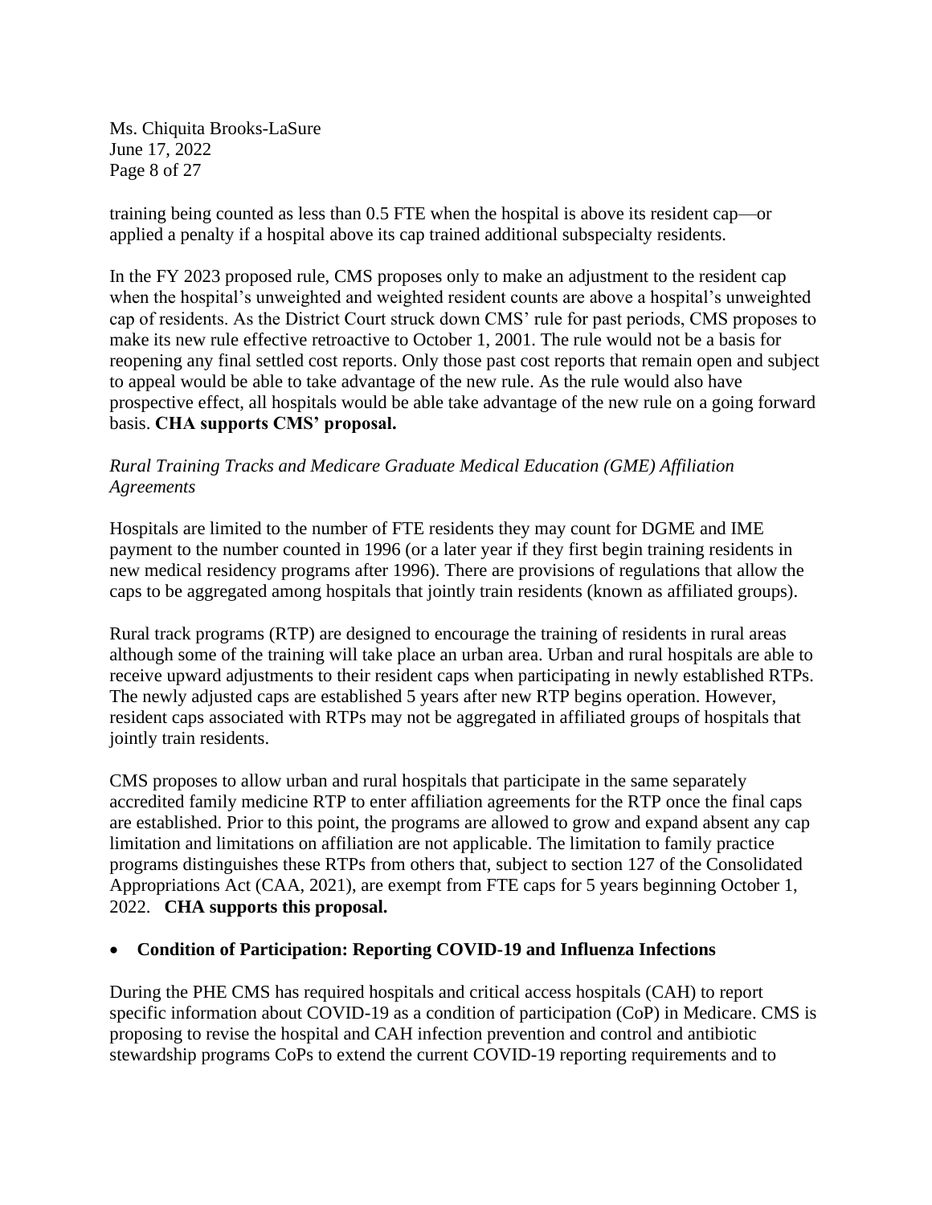training being counted as less than 0.5 FTE when the hospital is above its resident cap—or applied a penalty if a hospital above its cap trained additional subspecialty residents.

In the FY 2023 proposed rule, CMS proposes only to make an adjustment to the resident cap when the hospital's unweighted and weighted resident counts are above a hospital's unweighted cap of residents. As the District Court struck down CMS' rule for past periods, CMS proposes to make its new rule effective retroactive to October 1, 2001. The rule would not be a basis for reopening any final settled cost reports. Only those past cost reports that remain open and subject to appeal would be able to take advantage of the new rule. As the rule would also have prospective effect, all hospitals would be able take advantage of the new rule on a going forward basis. **CHA supports CMS' proposal.**

*Rural Training Tracks and Medicare Graduate Medical Education (GME) Affiliation Agreements*

Hospitals are limited to the number of FTE residents they may count for DGME and IME payment to the number counted in 1996 (or a later year if they first begin training residents in new medical residency programs after 1996). There are provisions of regulations that allow the caps to be aggregated among hospitals that jointly train residents (known as affiliated groups).

Rural track programs (RTP) are designed to encourage the training of residents in rural areas although some of the training will take place an urban area. Urban and rural hospitals are able to receive upward adjustments to their resident caps when participating in newly established RTPs. The newly adjusted caps are established 5 years after new RTP begins operation. However, resident caps associated with RTPs may not be aggregated in affiliated groups of hospitals that jointly train residents.

CMS proposes to allow urban and rural hospitals that participate in the same separately accredited family medicine RTP to enter affiliation agreements for the RTP once the final caps are established. Prior to this point, the programs are allowed to grow and expand absent any cap limitation and limitations on affiliation are not applicable. The limitation to family practice programs distinguishes these RTPs from others that, subject to section 127 of the Consolidated Appropriations Act (CAA, 2021), are exempt from FTE caps for 5 years beginning October 1, 2022. **CHA supports this proposal.**

- **Condition of Participation: Reporting COVID-19 and Influenza Infections**

During the PHE CMS has required hospitals and critical access hospitals (CAH) to report specific information about COVID-19 as a condition of participation (CoP) in Medicare. CMS is proposing to revise the hospital and CAH infection prevention and control and antibiotic stewardship programs CoPs to extend the current COVID-19 reporting requirements and to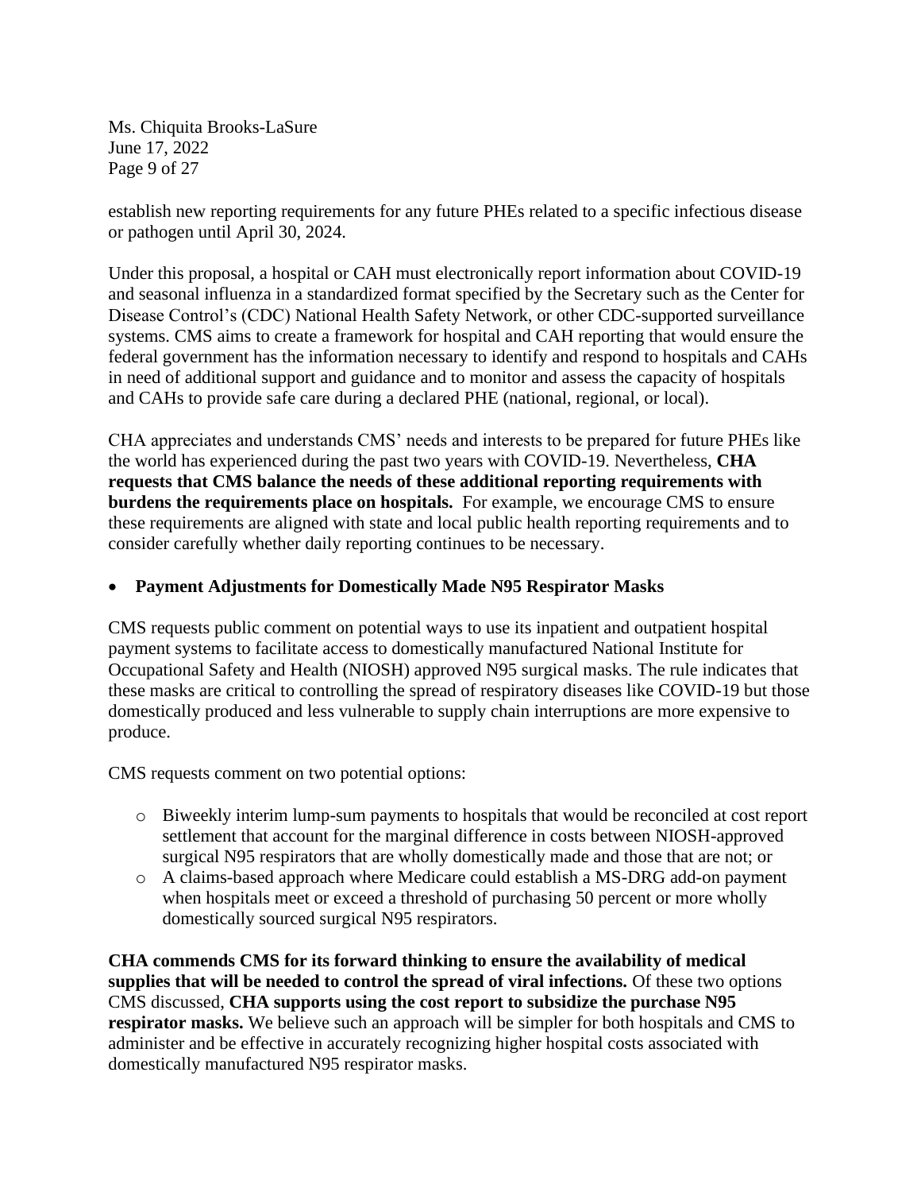establish new reporting requirements for any future PHEs related to a specific infectious disease or pathogen until April 30, 2024.

Under this proposal, a hospital or CAH must electronically report information about COVID-19 and seasonal influenza in a standardized format specified by the Secretary such as the Center for Disease Control's (CDC) National Health Safety Network, or other CDC-supported surveillance systems. CMS aims to create a framework for hospital and CAH reporting that would ensure the federal government has the information necessary to identify and respond to hospitals and CAHs in need of additional support and guidance and to monitor and assess the capacity of hospitals and CAHs to provide safe care during a declared PHE (national, regional, or local).

CHA appreciates and understands CMS' needs and interests to be prepared for future PHEs like the world has experienced during the past two years with COVID-19. Nevertheless, **CHA requests that CMS balance the needs of these additional reporting requirements with burdens the requirements place on hospitals.** For example, we encourage CMS to ensure these requirements are aligned with state and local public health reporting requirements and to consider carefully whether daily reporting continues to be necessary.

- **Payment Adjustments for Domestically Made N95 Respirator Masks**

CMS requests public comment on potential ways to use its inpatient and outpatient hospital payment systems to facilitate access to domestically manufactured National Institute for Occupational Safety and Health (NIOSH) approved N95 surgical masks. The rule indicates that these masks are critical to controlling the spread of respiratory diseases like COVID-19 but those domestically produced and less vulnerable to supply chain interruptions are more expensive to produce.

CMS requests comment on two potential options:

- Biweekly interim lump-sum payments to hospitals that would be reconciled at cost report settlement that account for the marginal difference in costs between NIOSH-approved surgical N95 respirators that are wholly domestically made and those that are not; or
- A claims-based approach where Medicare could establish a MS-DRG add-on payment when hospitals meet or exceed a threshold of purchasing 50 percent or more wholly domestically sourced surgical N95 respirators.

**CHA commends CMS for its forward thinking to ensure the availability of medical supplies that will be needed to control the spread of viral infections.** Of these two options CMS discussed, **CHA supports using the cost report to subsidize the purchase N95 respirator masks.** We believe such an approach will be simpler for both hospitals and CMS to administer and be effective in accurately recognizing higher hospital costs associated with domestically manufactured N95 respirator masks.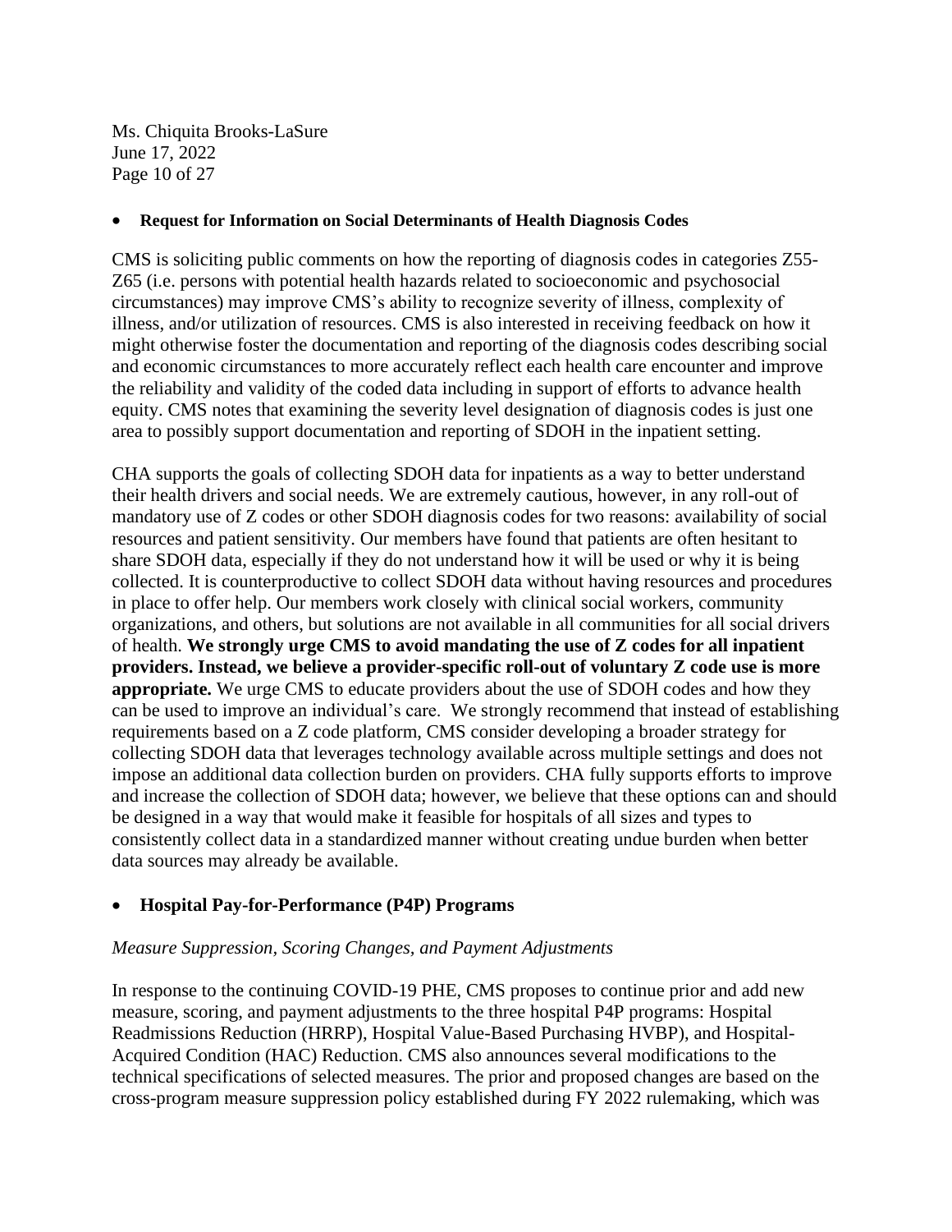- **Request for Information on Social Determinants of Health Diagnosis Codes**

CMS is soliciting public comments on how the reporting of diagnosis codes in categories Z55-Z65 (i.e. persons with potential health hazards related to socioeconomic and psychosocial circumstances) may improve CMS's ability to recognize severity of illness, complexity of illness, and/or utilization of resources. CMS is also interested in receiving feedback on how it might otherwise foster the documentation and reporting of the diagnosis codes describing social and economic circumstances to more accurately reflect each health care encounter and improve the reliability and validity of the coded data including in support of efforts to advance health equity. CMS notes that examining the severity level designation of diagnosis codes is just one area to possibly support documentation and reporting of SDOH in the inpatient setting.

CHA supports the goals of collecting SDOH data for inpatients as a way to better understand their health drivers and social needs. We are extremely cautious, however, in any roll-out of mandatory use of Z codes or other SDOH diagnosis codes for two reasons: availability of social resources and patient sensitivity. Our members have found that patients are often hesitant to share SDOH data, especially if they do not understand how it will be used or why it is being collected. It is counterproductive to collect SDOH data without having resources and procedures in place to offer help. Our members work closely with clinical social workers, community organizations, and others, but solutions are not available in all communities for all social drivers of health. **We strongly urge CMS to avoid mandating the use of Z codes for all inpatient providers. Instead, we believe a provider-specific roll-out of voluntary Z code use is more appropriate.** We urge CMS to educate providers about the use of SDOH codes and how they can be used to improve an individual's care. We strongly recommend that instead of establishing requirements based on a Z code platform, CMS consider developing a broader strategy for collecting SDOH data that leverages technology available across multiple settings and does not impose an additional data collection burden on providers. CHA fully supports efforts to improve and increase the collection of SDOH data; however, we believe that these options can and should be designed in a way that would make it feasible for hospitals of all sizes and types to consistently collect data in a standardized manner without creating undue burden when better data sources may already be available.

- **Hospital Pay-for-Performance (P4P) Programs**

*Measure Suppression, Scoring Changes, and Payment Adjustments*

In response to the continuing COVID-19 PHE, CMS proposes to continue prior and add new measure, scoring, and payment adjustments to the three hospital P4P programs: Hospital Readmissions Reduction (HRRP), Hospital Value-Based Purchasing HVBP), and Hospital-Acquired Condition (HAC) Reduction. CMS also announces several modifications to the technical specifications of selected measures. The prior and proposed changes are based on the cross-program measure suppression policy established during FY 2022 rulemaking, which was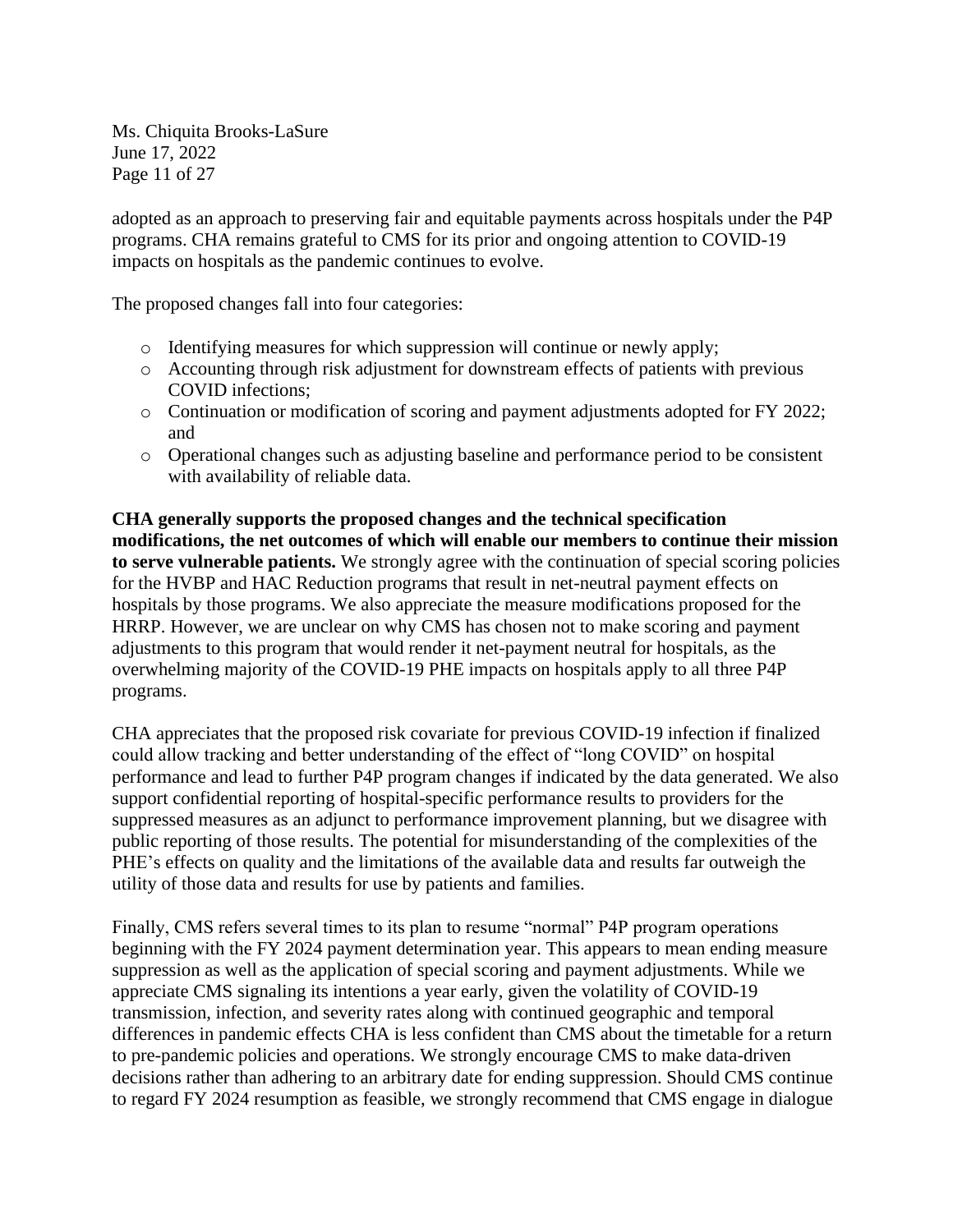adopted as an approach to preserving fair and equitable payments across hospitals under the P4P programs. CHA remains grateful to CMS for its prior and ongoing attention to COVID-19 impacts on hospitals as the pandemic continues to evolve.

The proposed changes fall into four categories:

- Identifying measures for which suppression will continue or newly apply;
- Accounting through risk adjustment for downstream effects of patients with previous COVID infections;
- Continuation or modification of scoring and payment adjustments adopted for FY 2022; and
- Operational changes such as adjusting baseline and performance period to be consistent with availability of reliable data.

**CHA generally supports the proposed changes and the technical specification modifications, the net outcomes of which will enable our members to continue their mission to serve vulnerable patients.** We strongly agree with the continuation of special scoring policies for the HVBP and HAC Reduction programs that result in net-neutral payment effects on hospitals by those programs. We also appreciate the measure modifications proposed for the HRRP. However, we are unclear on why CMS has chosen not to make scoring and payment adjustments to this program that would render it net-payment neutral for hospitals, as the overwhelming majority of the COVID-19 PHE impacts on hospitals apply to all three P4P programs.

CHA appreciates that the proposed risk covariate for previous COVID-19 infection if finalized could allow tracking and better understanding of the effect of "long COVID" on hospital performance and lead to further P4P program changes if indicated by the data generated. We also support confidential reporting of hospital-specific performance results to providers for the suppressed measures as an adjunct to performance improvement planning, but we disagree with public reporting of those results. The potential for misunderstanding of the complexities of the PHE's effects on quality and the limitations of the available data and results far outweigh the utility of those data and results for use by patients and families.

Finally, CMS refers several times to its plan to resume "normal" P4P program operations beginning with the FY 2024 payment determination year. This appears to mean ending measure suppression as well as the application of special scoring and payment adjustments. While we appreciate CMS signaling its intentions a year early, given the volatility of COVID-19 transmission, infection, and severity rates along with continued geographic and temporal differences in pandemic effects CHA is less confident than CMS about the timetable for a return to pre-pandemic policies and operations. We strongly encourage CMS to make data-driven decisions rather than adhering to an arbitrary date for ending suppression. Should CMS continue to regard FY 2024 resumption as feasible, we strongly recommend that CMS engage in dialogue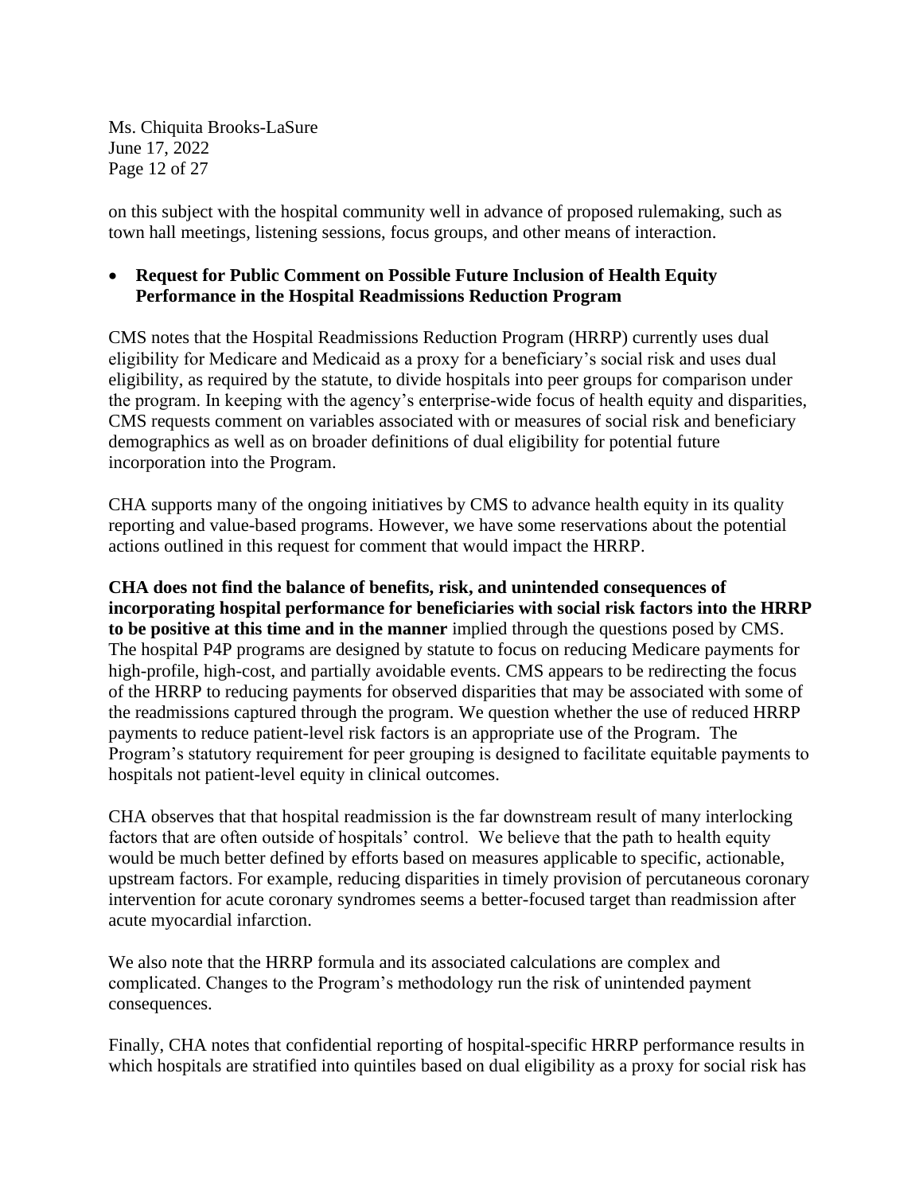on this subject with the hospital community well in advance of proposed rulemaking, such as town hall meetings, listening sessions, focus groups, and other means of interaction.

- **Request for Public Comment on Possible Future Inclusion of Health Equity Performance in the Hospital Readmissions Reduction Program**

CMS notes that the Hospital Readmissions Reduction Program (HRRP) currently uses dual eligibility for Medicare and Medicaid as a proxy for a beneficiary's social risk and uses dual eligibility, as required by the statute, to divide hospitals into peer groups for comparison under the program. In keeping with the agency's enterprise-wide focus of health equity and disparities, CMS requests comment on variables associated with or measures of social risk and beneficiary demographics as well as on broader definitions of dual eligibility for potential future incorporation into the Program.

CHA supports many of the ongoing initiatives by CMS to advance health equity in its quality reporting and value-based programs. However, we have some reservations about the potential actions outlined in this request for comment that would impact the HRRP.

**CHA does not find the balance of benefits, risk, and unintended consequences of incorporating hospital performance for beneficiaries with social risk factors into the HRRP to be positive at this time and in the manner** implied through the questions posed by CMS. The hospital P4P programs are designed by statute to focus on reducing Medicare payments for high-profile, high-cost, and partially avoidable events. CMS appears to be redirecting the focus of the HRRP to reducing payments for observed disparities that may be associated with some of the readmissions captured through the program. We question whether the use of reduced HRRP payments to reduce patient-level risk factors is an appropriate use of the Program. The Program's statutory requirement for peer grouping is designed to facilitate equitable payments to hospitals not patient-level equity in clinical outcomes.

CHA observes that that hospital readmission is the far downstream result of many interlocking factors that are often outside of hospitals' control. We believe that the path to health equity would be much better defined by efforts based on measures applicable to specific, actionable, upstream factors. For example, reducing disparities in timely provision of percutaneous coronary intervention for acute coronary syndromes seems a better-focused target than readmission after acute myocardial infarction.

We also note that the HRRP formula and its associated calculations are complex and complicated. Changes to the Program's methodology run the risk of unintended payment consequences.

Finally, CHA notes that confidential reporting of hospital-specific HRRP performance results in which hospitals are stratified into quintiles based on dual eligibility as a proxy for social risk has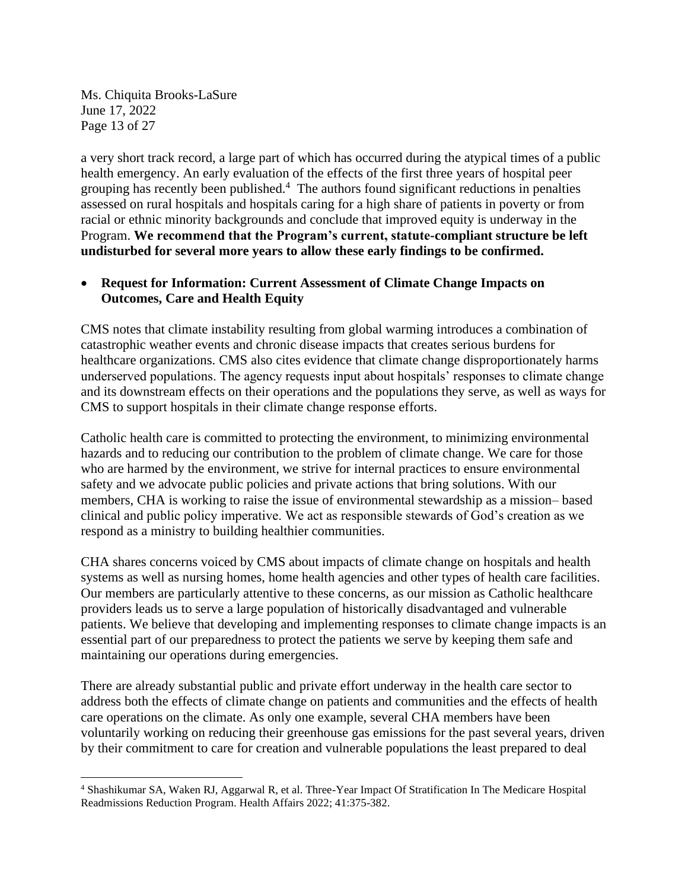a very short track record, a large part of which has occurred during the atypical times of a public health emergency. An early evaluation of the effects of the first three years of hospital peer grouping has recently been published.[4] The authors found significant reductions in penalties assessed on rural hospitals and hospitals caring for a high share of patients in poverty or from racial or ethnic minority backgrounds and conclude that improved equity is underway in the Program. **We recommend that the Program's current, statute-compliant structure be left undisturbed for several more years to allow these early findings to be confirmed.**

- **Request for Information: Current Assessment of Climate Change Impacts on Outcomes, Care and Health Equity**

CMS notes that climate instability resulting from global warming introduces a combination of catastrophic weather events and chronic disease impacts that creates serious burdens for healthcare organizations. CMS also cites evidence that climate change disproportionately harms underserved populations. The agency requests input about hospitals' responses to climate change and its downstream effects on their operations and the populations they serve, as well as ways for CMS to support hospitals in their climate change response efforts.

Catholic health care is committed to protecting the environment, to minimizing environmental hazards and to reducing our contribution to the problem of climate change. We care for those who are harmed by the environment, we strive for internal practices to ensure environmental safety and we advocate public policies and private actions that bring solutions. With our members, CHA is working to raise the issue of environmental stewardship as a mission– based clinical and public policy imperative. We act as responsible stewards of God's creation as we respond as a ministry to building healthier communities.

CHA shares concerns voiced by CMS about impacts of climate change on hospitals and health systems as well as nursing homes, home health agencies and other types of health care facilities. Our members are particularly attentive to these concerns, as our mission as Catholic healthcare providers leads us to serve a large population of historically disadvantaged and vulnerable patients. We believe that developing and implementing responses to climate change impacts is an essential part of our preparedness to protect the patients we serve by keeping them safe and maintaining our operations during emergencies.

There are already substantial public and private effort underway in the health care sector to address both the effects of climate change on patients and communities and the effects of health care operations on the climate. As only one example, several CHA members have been voluntarily working on reducing their greenhouse gas emissions for the past several years, driven by their commitment to care for creation and vulnerable populations the least prepared to deal

---

[4] Shashikumar SA, Waken RJ, Aggarwal R, et al. Three-Year Impact Of Stratification In The Medicare Hospital Readmissions Reduction Program. Health Affairs 2022; 41:375-382.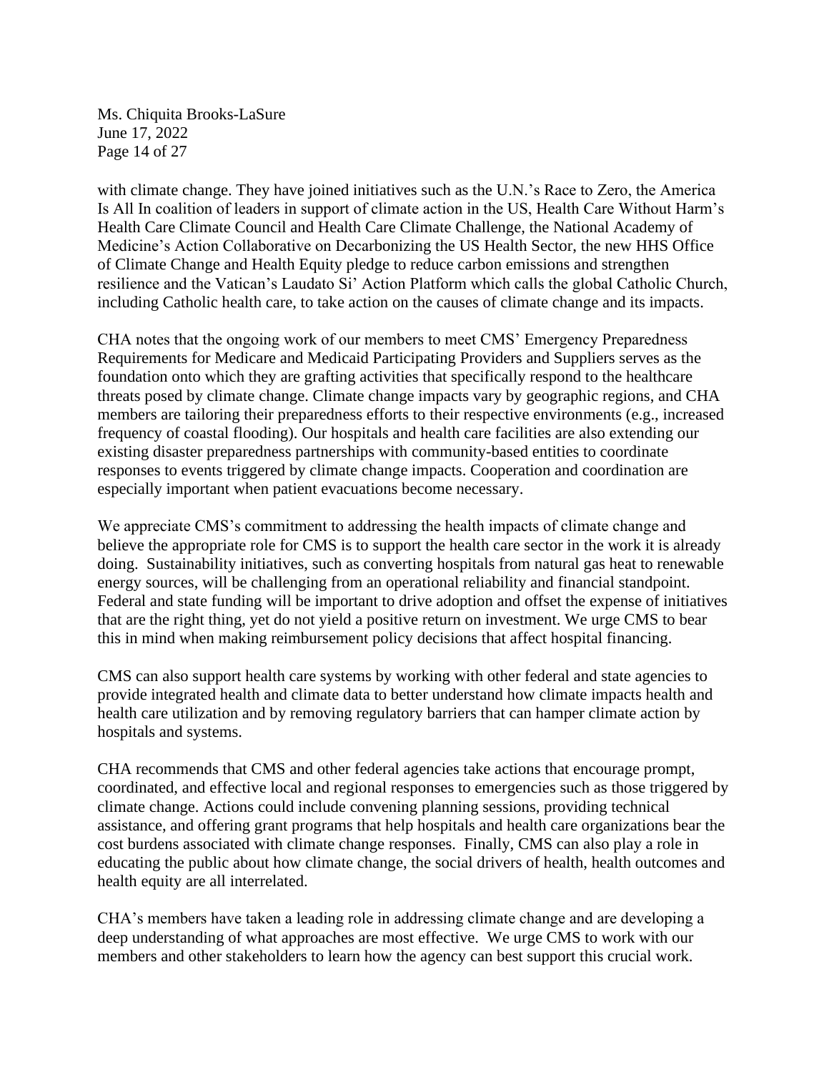with climate change. They have joined initiatives such as the U.N.'s Race to Zero, the America Is All In coalition of leaders in support of climate action in the US, Health Care Without Harm's Health Care Climate Council and Health Care Climate Challenge, the National Academy of Medicine's Action Collaborative on Decarbonizing the US Health Sector, the new HHS Office of Climate Change and Health Equity pledge to reduce carbon emissions and strengthen resilience and the Vatican's Laudato Si' Action Platform which calls the global Catholic Church, including Catholic health care, to take action on the causes of climate change and its impacts.

CHA notes that the ongoing work of our members to meet CMS' Emergency Preparedness Requirements for Medicare and Medicaid Participating Providers and Suppliers serves as the foundation onto which they are grafting activities that specifically respond to the healthcare threats posed by climate change. Climate change impacts vary by geographic regions, and CHA members are tailoring their preparedness efforts to their respective environments (e.g., increased frequency of coastal flooding). Our hospitals and health care facilities are also extending our existing disaster preparedness partnerships with community-based entities to coordinate responses to events triggered by climate change impacts. Cooperation and coordination are especially important when patient evacuations become necessary.

We appreciate CMS's commitment to addressing the health impacts of climate change and believe the appropriate role for CMS is to support the health care sector in the work it is already doing. Sustainability initiatives, such as converting hospitals from natural gas heat to renewable energy sources, will be challenging from an operational reliability and financial standpoint. Federal and state funding will be important to drive adoption and offset the expense of initiatives that are the right thing, yet do not yield a positive return on investment. We urge CMS to bear this in mind when making reimbursement policy decisions that affect hospital financing.

CMS can also support health care systems by working with other federal and state agencies to provide integrated health and climate data to better understand how climate impacts health and health care utilization and by removing regulatory barriers that can hamper climate action by hospitals and systems.

CHA recommends that CMS and other federal agencies take actions that encourage prompt, coordinated, and effective local and regional responses to emergencies such as those triggered by climate change. Actions could include convening planning sessions, providing technical assistance, and offering grant programs that help hospitals and health care organizations bear the cost burdens associated with climate change responses. Finally, CMS can also play a role in educating the public about how climate change, the social drivers of health, health outcomes and health equity are all interrelated.

CHA's members have taken a leading role in addressing climate change and are developing a deep understanding of what approaches are most effective. We urge CMS to work with our members and other stakeholders to learn how the agency can best support this crucial work.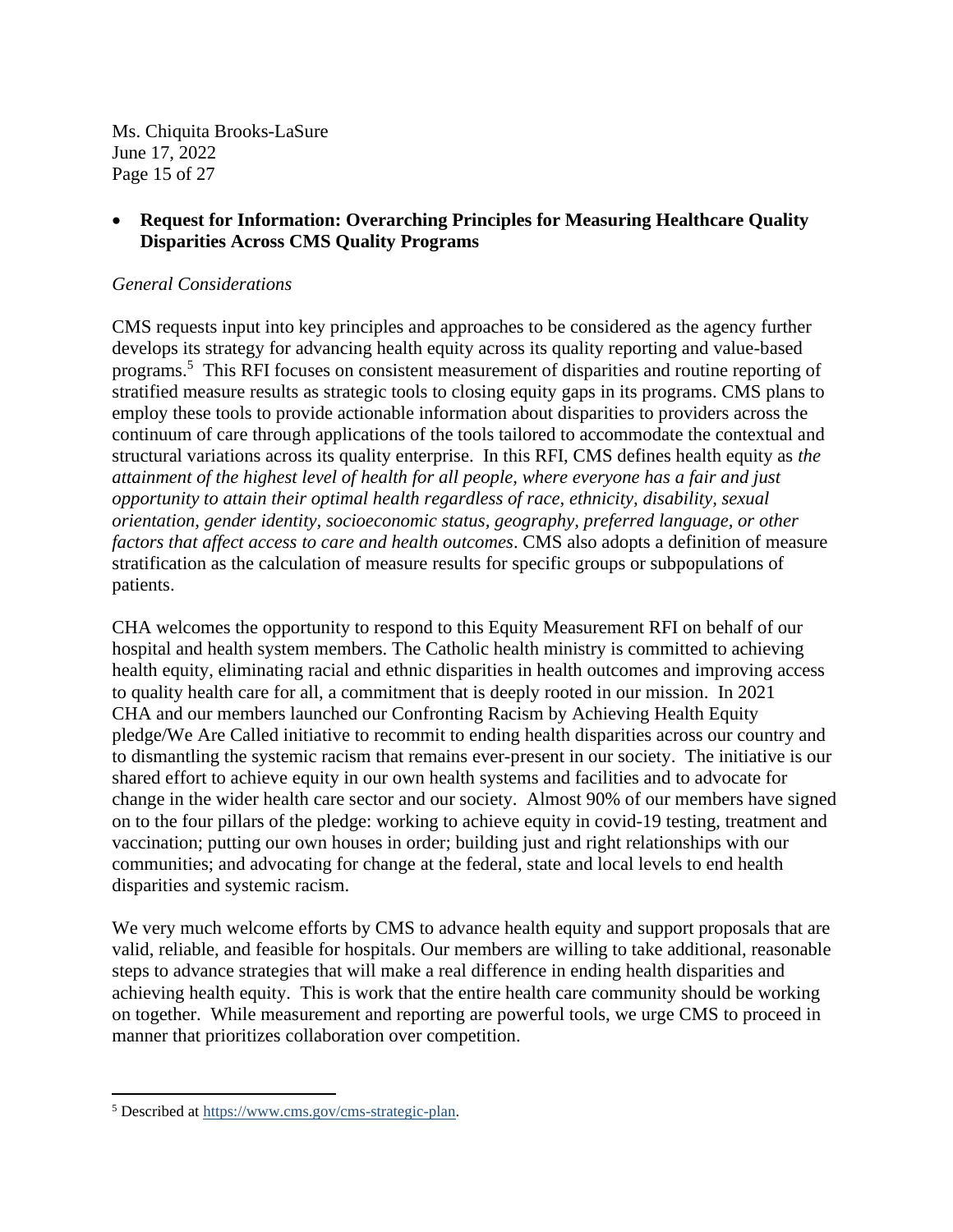- **Request for Information: Overarching Principles for Measuring Healthcare Quality Disparities Across CMS Quality Programs**

*General Considerations*

CMS requests input into key principles and approaches to be considered as the agency further develops its strategy for advancing health equity across its quality reporting and value-based programs.[5] This RFI focuses on consistent measurement of disparities and routine reporting of stratified measure results as strategic tools to closing equity gaps in its programs. CMS plans to employ these tools to provide actionable information about disparities to providers across the continuum of care through applications of the tools tailored to accommodate the contextual and structural variations across its quality enterprise. In this RFI, CMS defines health equity as *the attainment of the highest level of health for all people, where everyone has a fair and just opportunity to attain their optimal health regardless of race, ethnicity, disability, sexual orientation, gender identity, socioeconomic status, geography, preferred language, or other factors that affect access to care and health outcomes*. CMS also adopts a definition of measure stratification as the calculation of measure results for specific groups or subpopulations of patients.

CHA welcomes the opportunity to respond to this Equity Measurement RFI on behalf of our hospital and health system members. The Catholic health ministry is committed to achieving health equity, eliminating racial and ethnic disparities in health outcomes and improving access to quality health care for all, a commitment that is deeply rooted in our mission. In 2021 CHA and our members launched our Confronting Racism by Achieving Health Equity pledge/We Are Called initiative to recommit to ending health disparities across our country and to dismantling the systemic racism that remains ever-present in our society. The initiative is our shared effort to achieve equity in our own health systems and facilities and to advocate for change in the wider health care sector and our society. Almost 90% of our members have signed on to the four pillars of the pledge: working to achieve equity in covid-19 testing, treatment and vaccination; putting our own houses in order; building just and right relationships with our communities; and advocating for change at the federal, state and local levels to end health disparities and systemic racism.

We very much welcome efforts by CMS to advance health equity and support proposals that are valid, reliable, and feasible for hospitals. Our members are willing to take additional, reasonable steps to advance strategies that will make a real difference in ending health disparities and achieving health equity. This is work that the entire health care community should be working on together. While measurement and reporting are powerful tools, we urge CMS to proceed in manner that prioritizes collaboration over competition.

---

[5] Described at https://www.cms.gov/cms-strategic-plan.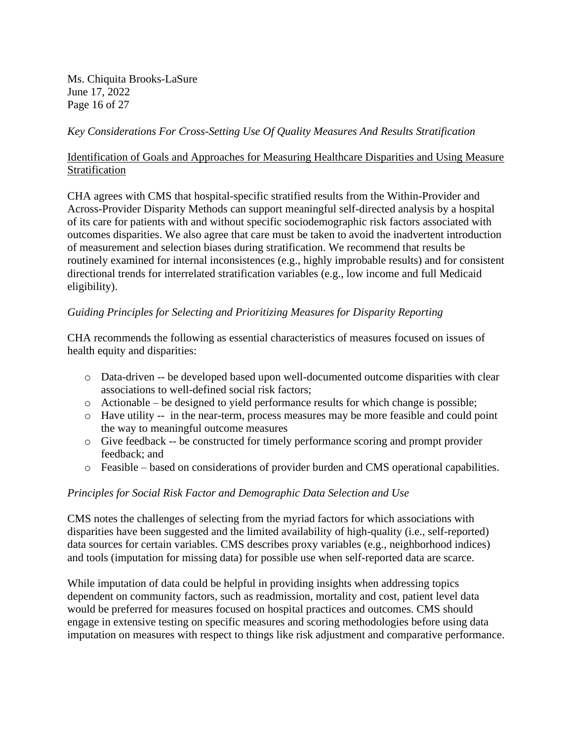*Key Considerations For Cross-Setting Use Of Quality Measures And Results Stratification*

Identification of Goals and Approaches for Measuring Healthcare Disparities and Using Measure Stratification

CHA agrees with CMS that hospital-specific stratified results from the Within-Provider and Across-Provider Disparity Methods can support meaningful self-directed analysis by a hospital of its care for patients with and without specific sociodemographic risk factors associated with outcomes disparities. We also agree that care must be taken to avoid the inadvertent introduction of measurement and selection biases during stratification. We recommend that results be routinely examined for internal inconsistences (e.g., highly improbable results) and for consistent directional trends for interrelated stratification variables (e.g., low income and full Medicaid eligibility).

*Guiding Principles for Selecting and Prioritizing Measures for Disparity Reporting*

CHA recommends the following as essential characteristics of measures focused on issues of health equity and disparities:

- Data-driven -- be developed based upon well-documented outcome disparities with clear associations to well-defined social risk factors;
- Actionable – be designed to yield performance results for which change is possible;
- Have utility -- in the near-term, process measures may be more feasible and could point the way to meaningful outcome measures
- Give feedback -- be constructed for timely performance scoring and prompt provider feedback; and
- Feasible – based on considerations of provider burden and CMS operational capabilities.

*Principles for Social Risk Factor and Demographic Data Selection and Use*

CMS notes the challenges of selecting from the myriad factors for which associations with disparities have been suggested and the limited availability of high-quality (i.e., self-reported) data sources for certain variables. CMS describes proxy variables (e.g., neighborhood indices) and tools (imputation for missing data) for possible use when self-reported data are scarce.

While imputation of data could be helpful in providing insights when addressing topics dependent on community factors, such as readmission, mortality and cost, patient level data would be preferred for measures focused on hospital practices and outcomes. CMS should engage in extensive testing on specific measures and scoring methodologies before using data imputation on measures with respect to things like risk adjustment and comparative performance.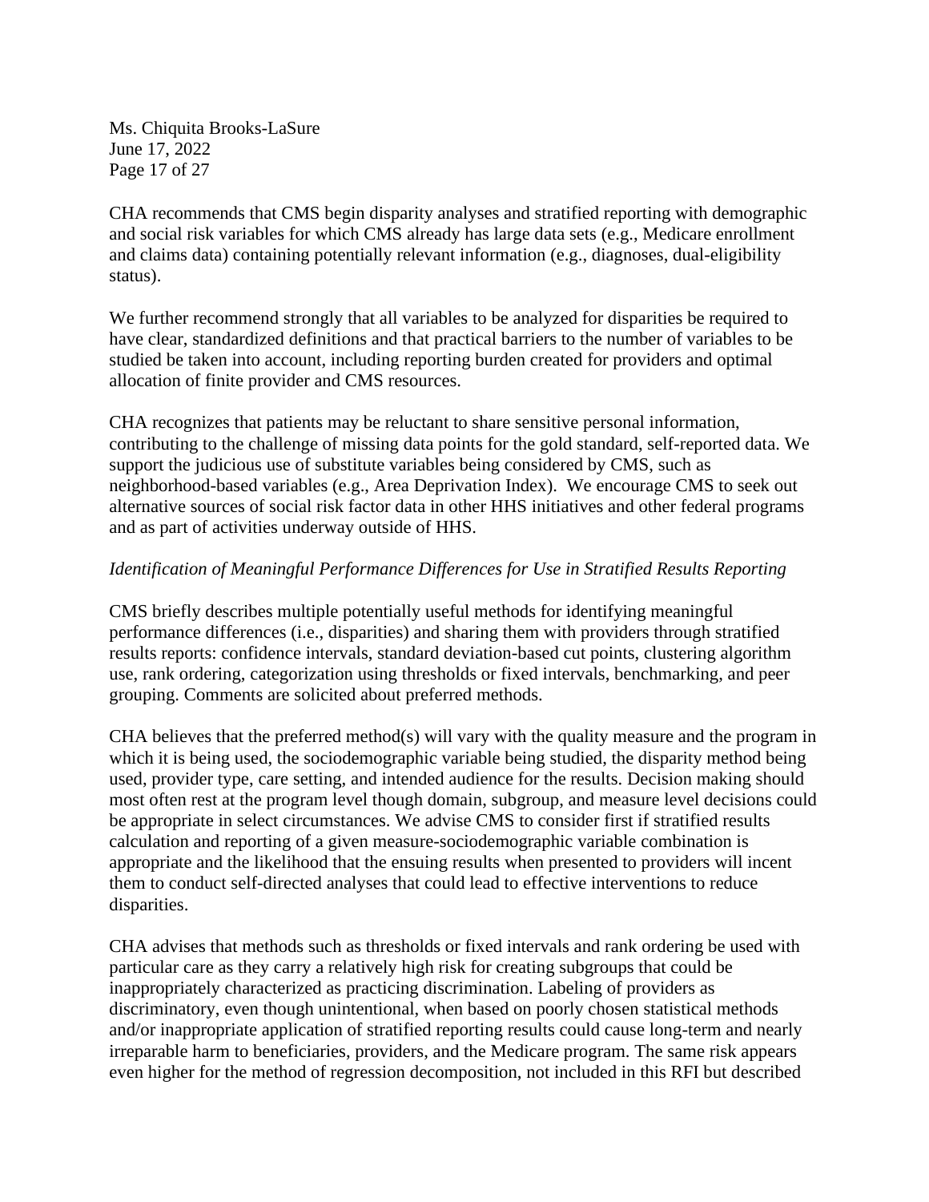CHA recommends that CMS begin disparity analyses and stratified reporting with demographic and social risk variables for which CMS already has large data sets (e.g., Medicare enrollment and claims data) containing potentially relevant information (e.g., diagnoses, dual-eligibility status).

We further recommend strongly that all variables to be analyzed for disparities be required to have clear, standardized definitions and that practical barriers to the number of variables to be studied be taken into account, including reporting burden created for providers and optimal allocation of finite provider and CMS resources.

CHA recognizes that patients may be reluctant to share sensitive personal information, contributing to the challenge of missing data points for the gold standard, self-reported data. We support the judicious use of substitute variables being considered by CMS, such as neighborhood-based variables (e.g., Area Deprivation Index). We encourage CMS to seek out alternative sources of social risk factor data in other HHS initiatives and other federal programs and as part of activities underway outside of HHS.

*Identification of Meaningful Performance Differences for Use in Stratified Results Reporting*

CMS briefly describes multiple potentially useful methods for identifying meaningful performance differences (i.e., disparities) and sharing them with providers through stratified results reports: confidence intervals, standard deviation-based cut points, clustering algorithm use, rank ordering, categorization using thresholds or fixed intervals, benchmarking, and peer grouping. Comments are solicited about preferred methods.

CHA believes that the preferred method(s) will vary with the quality measure and the program in which it is being used, the sociodemographic variable being studied, the disparity method being used, provider type, care setting, and intended audience for the results. Decision making should most often rest at the program level though domain, subgroup, and measure level decisions could be appropriate in select circumstances. We advise CMS to consider first if stratified results calculation and reporting of a given measure-sociodemographic variable combination is appropriate and the likelihood that the ensuing results when presented to providers will incent them to conduct self-directed analyses that could lead to effective interventions to reduce disparities.

CHA advises that methods such as thresholds or fixed intervals and rank ordering be used with particular care as they carry a relatively high risk for creating subgroups that could be inappropriately characterized as practicing discrimination. Labeling of providers as discriminatory, even though unintentional, when based on poorly chosen statistical methods and/or inappropriate application of stratified reporting results could cause long-term and nearly irreparable harm to beneficiaries, providers, and the Medicare program. The same risk appears even higher for the method of regression decomposition, not included in this RFI but described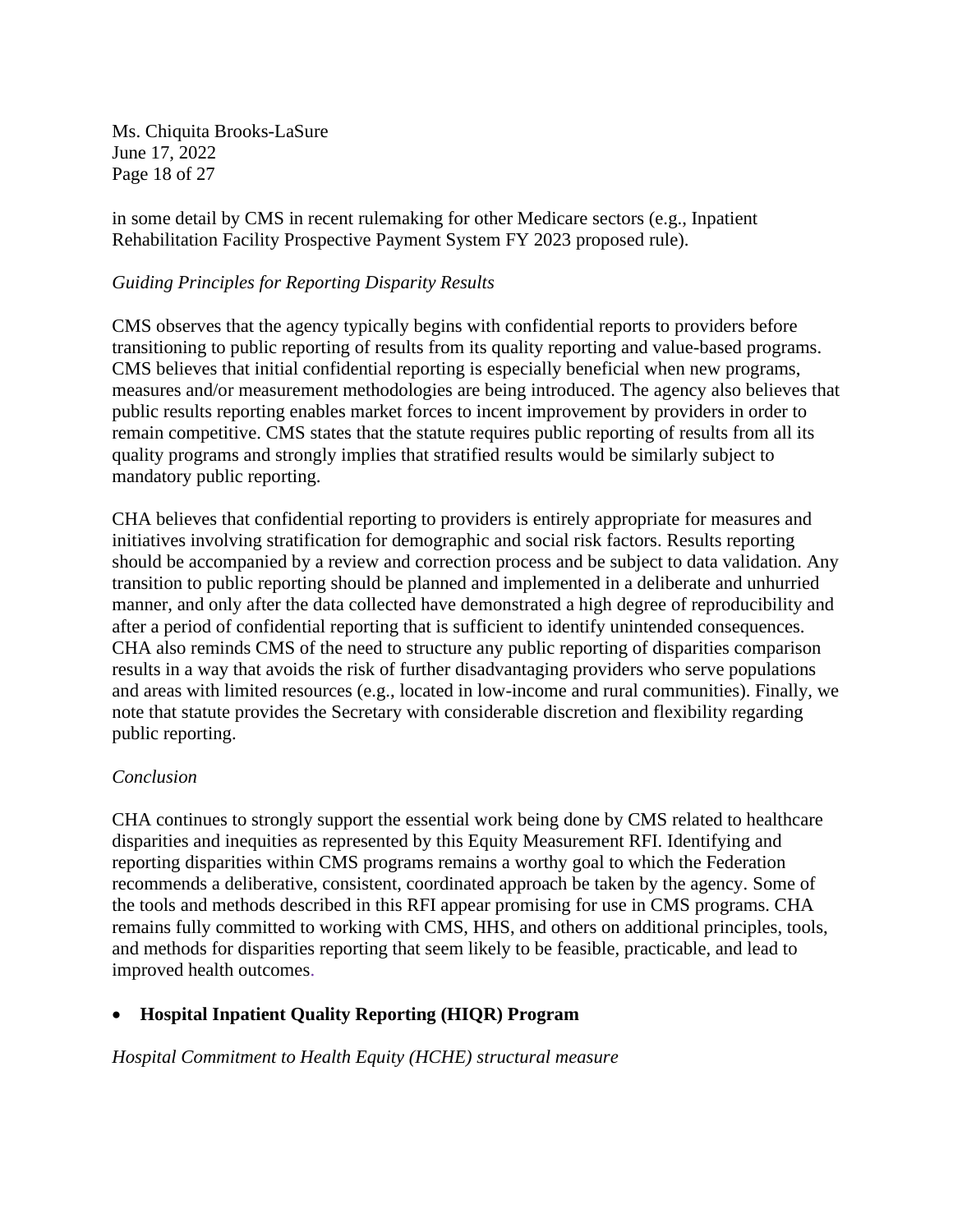in some detail by CMS in recent rulemaking for other Medicare sectors (e.g., Inpatient Rehabilitation Facility Prospective Payment System FY 2023 proposed rule).

*Guiding Principles for Reporting Disparity Results*

CMS observes that the agency typically begins with confidential reports to providers before transitioning to public reporting of results from its quality reporting and value-based programs. CMS believes that initial confidential reporting is especially beneficial when new programs, measures and/or measurement methodologies are being introduced. The agency also believes that public results reporting enables market forces to incent improvement by providers in order to remain competitive. CMS states that the statute requires public reporting of results from all its quality programs and strongly implies that stratified results would be similarly subject to mandatory public reporting.

CHA believes that confidential reporting to providers is entirely appropriate for measures and initiatives involving stratification for demographic and social risk factors. Results reporting should be accompanied by a review and correction process and be subject to data validation. Any transition to public reporting should be planned and implemented in a deliberate and unhurried manner, and only after the data collected have demonstrated a high degree of reproducibility and after a period of confidential reporting that is sufficient to identify unintended consequences. CHA also reminds CMS of the need to structure any public reporting of disparities comparison results in a way that avoids the risk of further disadvantaging providers who serve populations and areas with limited resources (e.g., located in low-income and rural communities). Finally, we note that statute provides the Secretary with considerable discretion and flexibility regarding public reporting.

*Conclusion*

CHA continues to strongly support the essential work being done by CMS related to healthcare disparities and inequities as represented by this Equity Measurement RFI. Identifying and reporting disparities within CMS programs remains a worthy goal to which the Federation recommends a deliberative, consistent, coordinated approach be taken by the agency. Some of the tools and methods described in this RFI appear promising for use in CMS programs. CHA remains fully committed to working with CMS, HHS, and others on additional principles, tools, and methods for disparities reporting that seem likely to be feasible, practicable, and lead to improved health outcomes.

- **Hospital Inpatient Quality Reporting (HIQR) Program**

*Hospital Commitment to Health Equity (HCHE) structural measure*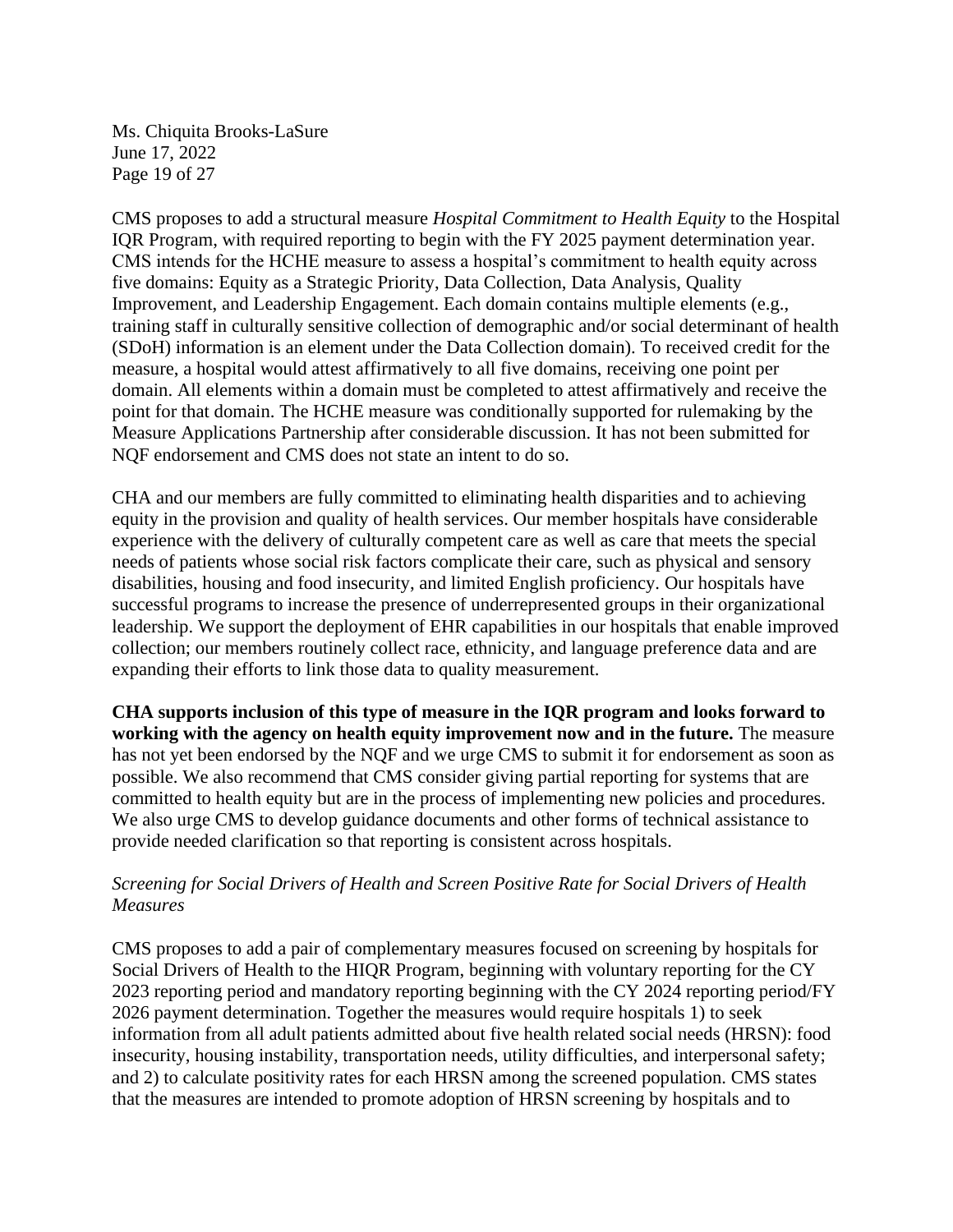CMS proposes to add a structural measure *Hospital Commitment to Health Equity* to the Hospital IQR Program, with required reporting to begin with the FY 2025 payment determination year. CMS intends for the HCHE measure to assess a hospital's commitment to health equity across five domains: Equity as a Strategic Priority, Data Collection, Data Analysis, Quality Improvement, and Leadership Engagement. Each domain contains multiple elements (e.g., training staff in culturally sensitive collection of demographic and/or social determinant of health (SDoH) information is an element under the Data Collection domain). To received credit for the measure, a hospital would attest affirmatively to all five domains, receiving one point per domain. All elements within a domain must be completed to attest affirmatively and receive the point for that domain. The HCHE measure was conditionally supported for rulemaking by the Measure Applications Partnership after considerable discussion. It has not been submitted for NQF endorsement and CMS does not state an intent to do so.

CHA and our members are fully committed to eliminating health disparities and to achieving equity in the provision and quality of health services. Our member hospitals have considerable experience with the delivery of culturally competent care as well as care that meets the special needs of patients whose social risk factors complicate their care, such as physical and sensory disabilities, housing and food insecurity, and limited English proficiency. Our hospitals have successful programs to increase the presence of underrepresented groups in their organizational leadership. We support the deployment of EHR capabilities in our hospitals that enable improved collection; our members routinely collect race, ethnicity, and language preference data and are expanding their efforts to link those data to quality measurement.

**CHA supports inclusion of this type of measure in the IQR program and looks forward to working with the agency on health equity improvement now and in the future.** The measure has not yet been endorsed by the NQF and we urge CMS to submit it for endorsement as soon as possible. We also recommend that CMS consider giving partial reporting for systems that are committed to health equity but are in the process of implementing new policies and procedures. We also urge CMS to develop guidance documents and other forms of technical assistance to provide needed clarification so that reporting is consistent across hospitals.

*Screening for Social Drivers of Health and Screen Positive Rate for Social Drivers of Health Measures*

CMS proposes to add a pair of complementary measures focused on screening by hospitals for Social Drivers of Health to the HIQR Program, beginning with voluntary reporting for the CY 2023 reporting period and mandatory reporting beginning with the CY 2024 reporting period/FY 2026 payment determination. Together the measures would require hospitals 1) to seek information from all adult patients admitted about five health related social needs (HRSN): food insecurity, housing instability, transportation needs, utility difficulties, and interpersonal safety; and 2) to calculate positivity rates for each HRSN among the screened population. CMS states that the measures are intended to promote adoption of HRSN screening by hospitals and to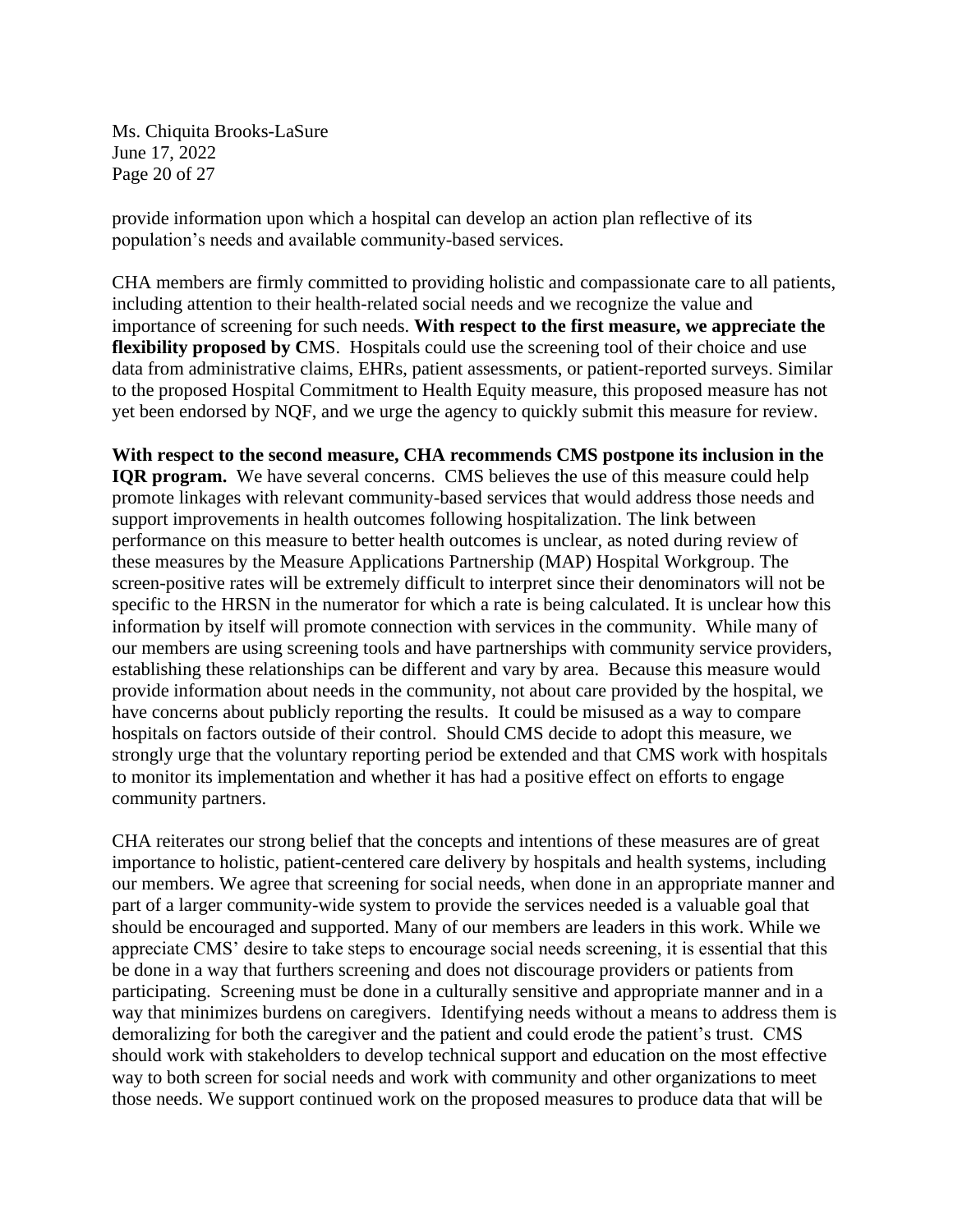provide information upon which a hospital can develop an action plan reflective of its population's needs and available community-based services.

CHA members are firmly committed to providing holistic and compassionate care to all patients, including attention to their health-related social needs and we recognize the value and importance of screening for such needs. **With respect to the first measure, we appreciate the flexibility proposed by C**MS. Hospitals could use the screening tool of their choice and use data from administrative claims, EHRs, patient assessments, or patient-reported surveys. Similar to the proposed Hospital Commitment to Health Equity measure, this proposed measure has not yet been endorsed by NQF, and we urge the agency to quickly submit this measure for review.

**With respect to the second measure, CHA recommends CMS postpone its inclusion in the IQR program.** We have several concerns. CMS believes the use of this measure could help promote linkages with relevant community-based services that would address those needs and support improvements in health outcomes following hospitalization. The link between performance on this measure to better health outcomes is unclear, as noted during review of these measures by the Measure Applications Partnership (MAP) Hospital Workgroup. The screen-positive rates will be extremely difficult to interpret since their denominators will not be specific to the HRSN in the numerator for which a rate is being calculated. It is unclear how this information by itself will promote connection with services in the community. While many of our members are using screening tools and have partnerships with community service providers, establishing these relationships can be different and vary by area. Because this measure would provide information about needs in the community, not about care provided by the hospital, we have concerns about publicly reporting the results. It could be misused as a way to compare hospitals on factors outside of their control. Should CMS decide to adopt this measure, we strongly urge that the voluntary reporting period be extended and that CMS work with hospitals to monitor its implementation and whether it has had a positive effect on efforts to engage community partners.

CHA reiterates our strong belief that the concepts and intentions of these measures are of great importance to holistic, patient-centered care delivery by hospitals and health systems, including our members. We agree that screening for social needs, when done in an appropriate manner and part of a larger community-wide system to provide the services needed is a valuable goal that should be encouraged and supported. Many of our members are leaders in this work. While we appreciate CMS' desire to take steps to encourage social needs screening, it is essential that this be done in a way that furthers screening and does not discourage providers or patients from participating. Screening must be done in a culturally sensitive and appropriate manner and in a way that minimizes burdens on caregivers. Identifying needs without a means to address them is demoralizing for both the caregiver and the patient and could erode the patient's trust. CMS should work with stakeholders to develop technical support and education on the most effective way to both screen for social needs and work with community and other organizations to meet those needs. We support continued work on the proposed measures to produce data that will be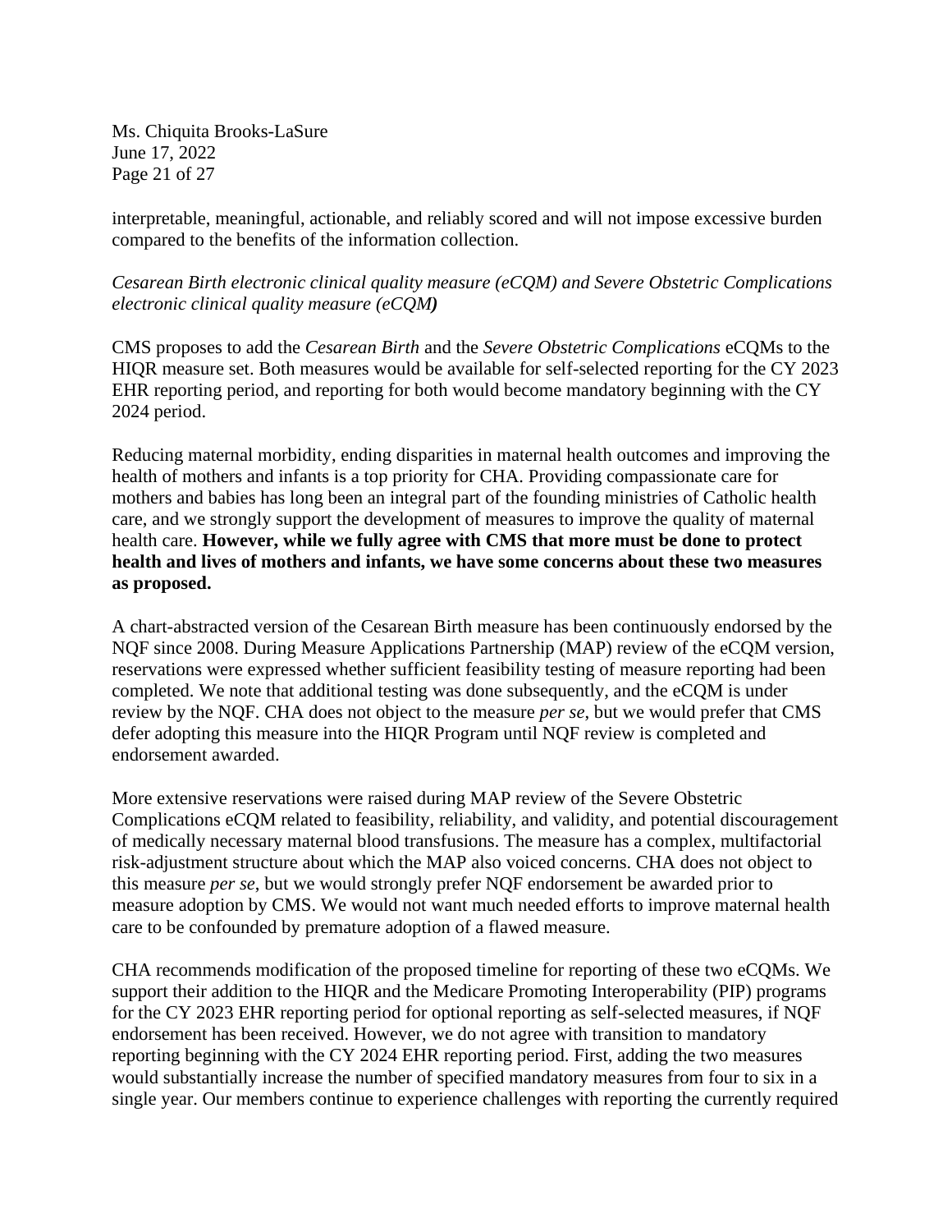interpretable, meaningful, actionable, and reliably scored and will not impose excessive burden compared to the benefits of the information collection.

*Cesarean Birth electronic clinical quality measure (eCQM) and Severe Obstetric Complications electronic clinical quality measure (eCQM)*

CMS proposes to add the *Cesarean Birth* and the *Severe Obstetric Complications* eCQMs to the HIQR measure set. Both measures would be available for self-selected reporting for the CY 2023 EHR reporting period, and reporting for both would become mandatory beginning with the CY 2024 period.

Reducing maternal morbidity, ending disparities in maternal health outcomes and improving the health of mothers and infants is a top priority for CHA. Providing compassionate care for mothers and babies has long been an integral part of the founding ministries of Catholic health care, and we strongly support the development of measures to improve the quality of maternal health care. **However, while we fully agree with CMS that more must be done to protect health and lives of mothers and infants, we have some concerns about these two measures as proposed.**

A chart-abstracted version of the Cesarean Birth measure has been continuously endorsed by the NQF since 2008. During Measure Applications Partnership (MAP) review of the eCQM version, reservations were expressed whether sufficient feasibility testing of measure reporting had been completed. We note that additional testing was done subsequently, and the eCQM is under review by the NQF. CHA does not object to the measure *per se*, but we would prefer that CMS defer adopting this measure into the HIQR Program until NQF review is completed and endorsement awarded.

More extensive reservations were raised during MAP review of the Severe Obstetric Complications eCQM related to feasibility, reliability, and validity, and potential discouragement of medically necessary maternal blood transfusions. The measure has a complex, multifactorial risk-adjustment structure about which the MAP also voiced concerns. CHA does not object to this measure *per se*, but we would strongly prefer NQF endorsement be awarded prior to measure adoption by CMS. We would not want much needed efforts to improve maternal health care to be confounded by premature adoption of a flawed measure.

CHA recommends modification of the proposed timeline for reporting of these two eCQMs. We support their addition to the HIQR and the Medicare Promoting Interoperability (PIP) programs for the CY 2023 EHR reporting period for optional reporting as self-selected measures, if NQF endorsement has been received. However, we do not agree with transition to mandatory reporting beginning with the CY 2024 EHR reporting period. First, adding the two measures would substantially increase the number of specified mandatory measures from four to six in a single year. Our members continue to experience challenges with reporting the currently required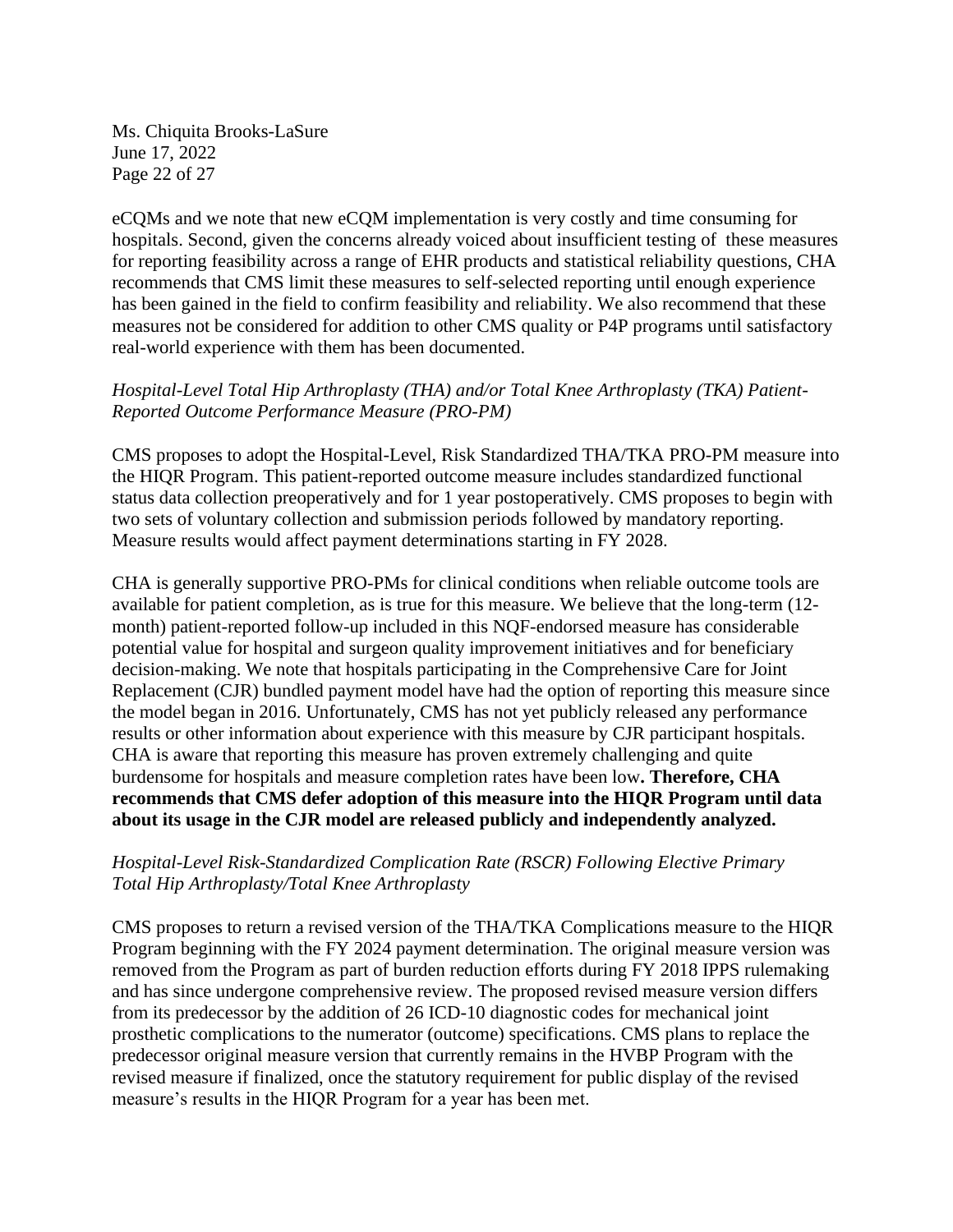eCQMs and we note that new eCQM implementation is very costly and time consuming for hospitals. Second, given the concerns already voiced about insufficient testing of these measures for reporting feasibility across a range of EHR products and statistical reliability questions, CHA recommends that CMS limit these measures to self-selected reporting until enough experience has been gained in the field to confirm feasibility and reliability. We also recommend that these measures not be considered for addition to other CMS quality or P4P programs until satisfactory real-world experience with them has been documented.

*Hospital-Level Total Hip Arthroplasty (THA) and/or Total Knee Arthroplasty (TKA) Patient-Reported Outcome Performance Measure (PRO-PM)*

CMS proposes to adopt the Hospital-Level, Risk Standardized THA/TKA PRO-PM measure into the HIQR Program. This patient-reported outcome measure includes standardized functional status data collection preoperatively and for 1 year postoperatively. CMS proposes to begin with two sets of voluntary collection and submission periods followed by mandatory reporting. Measure results would affect payment determinations starting in FY 2028.

CHA is generally supportive PRO-PMs for clinical conditions when reliable outcome tools are available for patient completion, as is true for this measure. We believe that the long-term (12-month) patient-reported follow-up included in this NQF-endorsed measure has considerable potential value for hospital and surgeon quality improvement initiatives and for beneficiary decision-making. We note that hospitals participating in the Comprehensive Care for Joint Replacement (CJR) bundled payment model have had the option of reporting this measure since the model began in 2016. Unfortunately, CMS has not yet publicly released any performance results or other information about experience with this measure by CJR participant hospitals. CHA is aware that reporting this measure has proven extremely challenging and quite burdensome for hospitals and measure completion rates have been low**. Therefore, CHA recommends that CMS defer adoption of this measure into the HIQR Program until data about its usage in the CJR model are released publicly and independently analyzed.**

*Hospital-Level Risk-Standardized Complication Rate (RSCR) Following Elective Primary Total Hip Arthroplasty/Total Knee Arthroplasty*

CMS proposes to return a revised version of the THA/TKA Complications measure to the HIQR Program beginning with the FY 2024 payment determination. The original measure version was removed from the Program as part of burden reduction efforts during FY 2018 IPPS rulemaking and has since undergone comprehensive review. The proposed revised measure version differs from its predecessor by the addition of 26 ICD-10 diagnostic codes for mechanical joint prosthetic complications to the numerator (outcome) specifications. CMS plans to replace the predecessor original measure version that currently remains in the HVBP Program with the revised measure if finalized, once the statutory requirement for public display of the revised measure's results in the HIQR Program for a year has been met.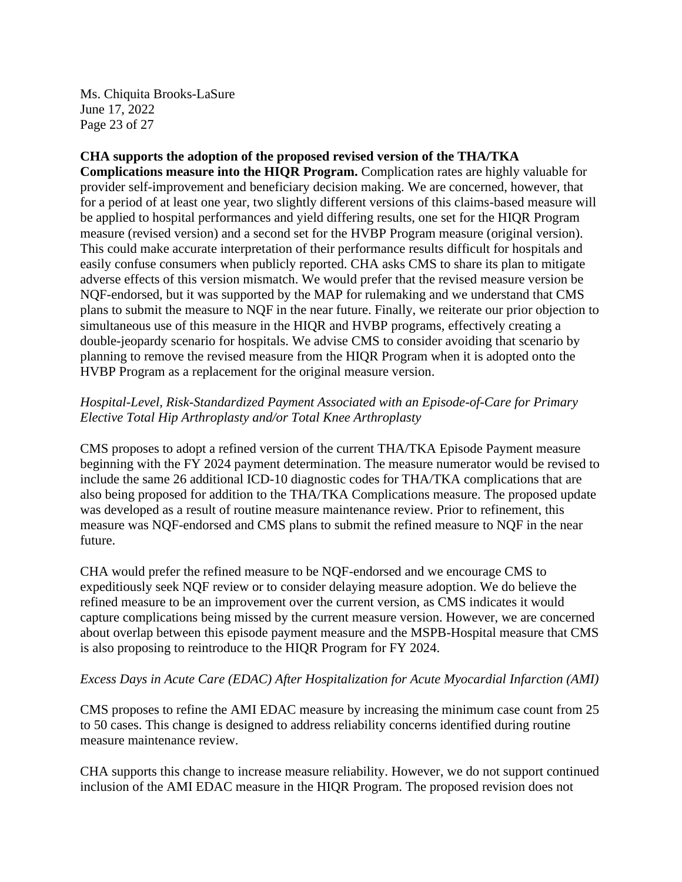**CHA supports the adoption of the proposed revised version of the THA/TKA Complications measure into the HIQR Program.** Complication rates are highly valuable for provider self-improvement and beneficiary decision making. We are concerned, however, that for a period of at least one year, two slightly different versions of this claims-based measure will be applied to hospital performances and yield differing results, one set for the HIQR Program measure (revised version) and a second set for the HVBP Program measure (original version). This could make accurate interpretation of their performance results difficult for hospitals and easily confuse consumers when publicly reported. CHA asks CMS to share its plan to mitigate adverse effects of this version mismatch. We would prefer that the revised measure version be NQF-endorsed, but it was supported by the MAP for rulemaking and we understand that CMS plans to submit the measure to NQF in the near future. Finally, we reiterate our prior objection to simultaneous use of this measure in the HIQR and HVBP programs, effectively creating a double-jeopardy scenario for hospitals. We advise CMS to consider avoiding that scenario by planning to remove the revised measure from the HIQR Program when it is adopted onto the HVBP Program as a replacement for the original measure version.

*Hospital-Level, Risk-Standardized Payment Associated with an Episode-of-Care for Primary Elective Total Hip Arthroplasty and/or Total Knee Arthroplasty*

CMS proposes to adopt a refined version of the current THA/TKA Episode Payment measure beginning with the FY 2024 payment determination. The measure numerator would be revised to include the same 26 additional ICD-10 diagnostic codes for THA/TKA complications that are also being proposed for addition to the THA/TKA Complications measure. The proposed update was developed as a result of routine measure maintenance review. Prior to refinement, this measure was NQF-endorsed and CMS plans to submit the refined measure to NQF in the near future.

CHA would prefer the refined measure to be NQF-endorsed and we encourage CMS to expeditiously seek NQF review or to consider delaying measure adoption. We do believe the refined measure to be an improvement over the current version, as CMS indicates it would capture complications being missed by the current measure version. However, we are concerned about overlap between this episode payment measure and the MSPB-Hospital measure that CMS is also proposing to reintroduce to the HIQR Program for FY 2024.

*Excess Days in Acute Care (EDAC) After Hospitalization for Acute Myocardial Infarction (AMI)*

CMS proposes to refine the AMI EDAC measure by increasing the minimum case count from 25 to 50 cases. This change is designed to address reliability concerns identified during routine measure maintenance review.

CHA supports this change to increase measure reliability. However, we do not support continued inclusion of the AMI EDAC measure in the HIQR Program. The proposed revision does not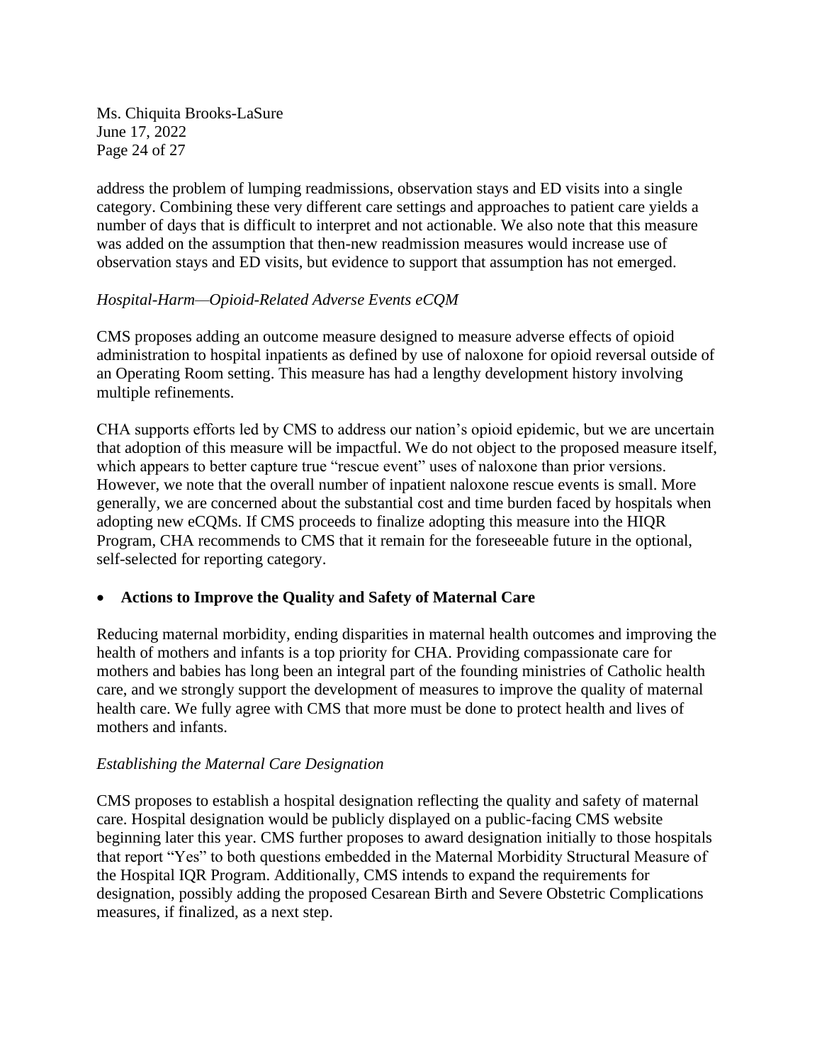address the problem of lumping readmissions, observation stays and ED visits into a single category. Combining these very different care settings and approaches to patient care yields a number of days that is difficult to interpret and not actionable. We also note that this measure was added on the assumption that then-new readmission measures would increase use of observation stays and ED visits, but evidence to support that assumption has not emerged.

*Hospital-Harm—Opioid-Related Adverse Events eCQM*

CMS proposes adding an outcome measure designed to measure adverse effects of opioid administration to hospital inpatients as defined by use of naloxone for opioid reversal outside of an Operating Room setting. This measure has had a lengthy development history involving multiple refinements.

CHA supports efforts led by CMS to address our nation's opioid epidemic, but we are uncertain that adoption of this measure will be impactful. We do not object to the proposed measure itself, which appears to better capture true "rescue event" uses of naloxone than prior versions. However, we note that the overall number of inpatient naloxone rescue events is small. More generally, we are concerned about the substantial cost and time burden faced by hospitals when adopting new eCQMs. If CMS proceeds to finalize adopting this measure into the HIQR Program, CHA recommends to CMS that it remain for the foreseeable future in the optional, self-selected for reporting category.

- **Actions to Improve the Quality and Safety of Maternal Care**

Reducing maternal morbidity, ending disparities in maternal health outcomes and improving the health of mothers and infants is a top priority for CHA. Providing compassionate care for mothers and babies has long been an integral part of the founding ministries of Catholic health care, and we strongly support the development of measures to improve the quality of maternal health care. We fully agree with CMS that more must be done to protect health and lives of mothers and infants.

*Establishing the Maternal Care Designation*

CMS proposes to establish a hospital designation reflecting the quality and safety of maternal care. Hospital designation would be publicly displayed on a public-facing CMS website beginning later this year. CMS further proposes to award designation initially to those hospitals that report "Yes" to both questions embedded in the Maternal Morbidity Structural Measure of the Hospital IQR Program. Additionally, CMS intends to expand the requirements for designation, possibly adding the proposed Cesarean Birth and Severe Obstetric Complications measures, if finalized, as a next step.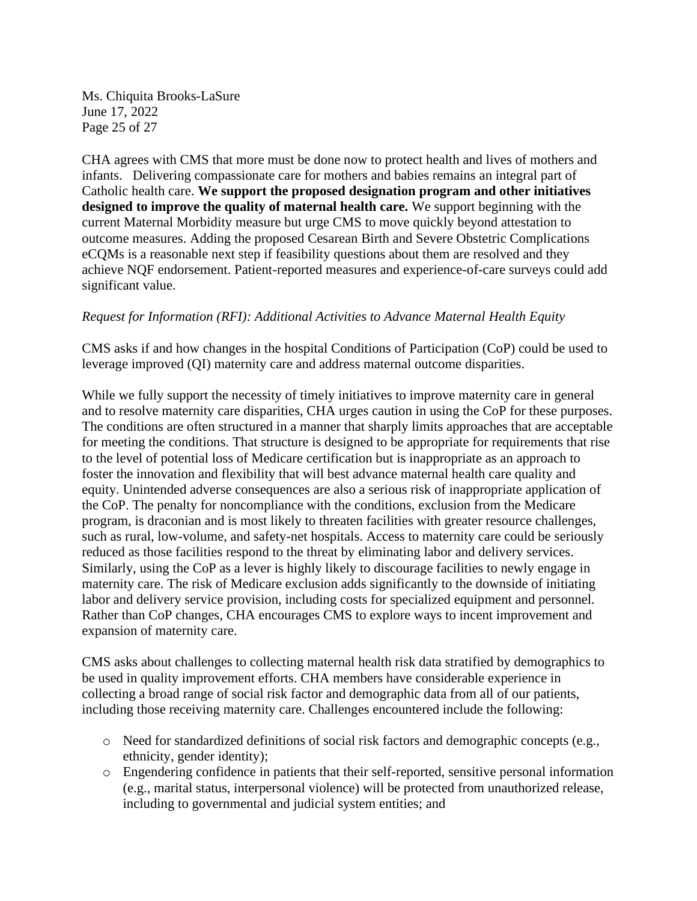CHA agrees with CMS that more must be done now to protect health and lives of mothers and infants. Delivering compassionate care for mothers and babies remains an integral part of Catholic health care. **We support the proposed designation program and other initiatives designed to improve the quality of maternal health care.** We support beginning with the current Maternal Morbidity measure but urge CMS to move quickly beyond attestation to outcome measures. Adding the proposed Cesarean Birth and Severe Obstetric Complications eCQMs is a reasonable next step if feasibility questions about them are resolved and they achieve NQF endorsement. Patient-reported measures and experience-of-care surveys could add significant value.

*Request for Information (RFI): Additional Activities to Advance Maternal Health Equity*

CMS asks if and how changes in the hospital Conditions of Participation (CoP) could be used to leverage improved (QI) maternity care and address maternal outcome disparities.

While we fully support the necessity of timely initiatives to improve maternity care in general and to resolve maternity care disparities, CHA urges caution in using the CoP for these purposes. The conditions are often structured in a manner that sharply limits approaches that are acceptable for meeting the conditions. That structure is designed to be appropriate for requirements that rise to the level of potential loss of Medicare certification but is inappropriate as an approach to foster the innovation and flexibility that will best advance maternal health care quality and equity. Unintended adverse consequences are also a serious risk of inappropriate application of the CoP. The penalty for noncompliance with the conditions, exclusion from the Medicare program, is draconian and is most likely to threaten facilities with greater resource challenges, such as rural, low-volume, and safety-net hospitals. Access to maternity care could be seriously reduced as those facilities respond to the threat by eliminating labor and delivery services. Similarly, using the CoP as a lever is highly likely to discourage facilities to newly engage in maternity care. The risk of Medicare exclusion adds significantly to the downside of initiating labor and delivery service provision, including costs for specialized equipment and personnel. Rather than CoP changes, CHA encourages CMS to explore ways to incent improvement and expansion of maternity care.

CMS asks about challenges to collecting maternal health risk data stratified by demographics to be used in quality improvement efforts. CHA members have considerable experience in collecting a broad range of social risk factor and demographic data from all of our patients, including those receiving maternity care. Challenges encountered include the following:

- Need for standardized definitions of social risk factors and demographic concepts (e.g., ethnicity, gender identity);
- Engendering confidence in patients that their self-reported, sensitive personal information (e.g., marital status, interpersonal violence) will be protected from unauthorized release, including to governmental and judicial system entities; and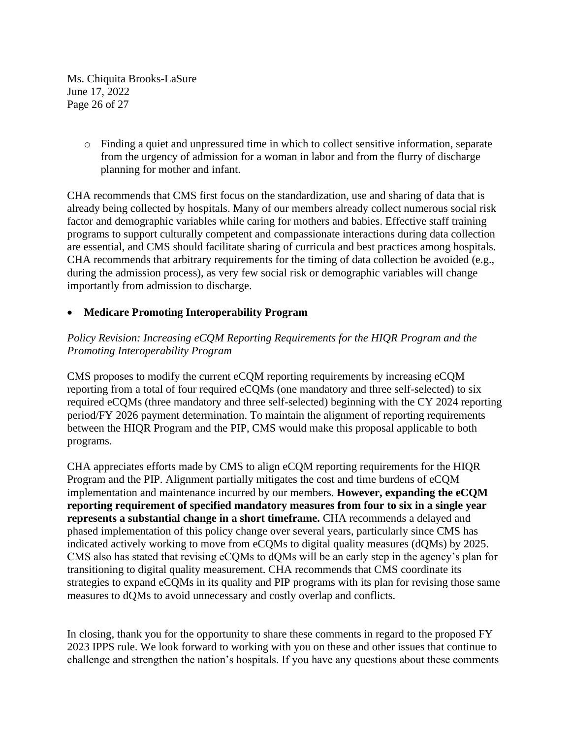- Finding a quiet and unpressured time in which to collect sensitive information, separate from the urgency of admission for a woman in labor and from the flurry of discharge planning for mother and infant.

CHA recommends that CMS first focus on the standardization, use and sharing of data that is already being collected by hospitals. Many of our members already collect numerous social risk factor and demographic variables while caring for mothers and babies. Effective staff training programs to support culturally competent and compassionate interactions during data collection are essential, and CMS should facilitate sharing of curricula and best practices among hospitals. CHA recommends that arbitrary requirements for the timing of data collection be avoided (e.g., during the admission process), as very few social risk or demographic variables will change importantly from admission to discharge.

- **Medicare Promoting Interoperability Program**

*Policy Revision: Increasing eCQM Reporting Requirements for the HIQR Program and the Promoting Interoperability Program*

CMS proposes to modify the current eCQM reporting requirements by increasing eCQM reporting from a total of four required eCQMs (one mandatory and three self-selected) to six required eCQMs (three mandatory and three self-selected) beginning with the CY 2024 reporting period/FY 2026 payment determination. To maintain the alignment of reporting requirements between the HIQR Program and the PIP, CMS would make this proposal applicable to both programs.

CHA appreciates efforts made by CMS to align eCQM reporting requirements for the HIQR Program and the PIP. Alignment partially mitigates the cost and time burdens of eCQM implementation and maintenance incurred by our members. **However, expanding the eCQM reporting requirement of specified mandatory measures from four to six in a single year represents a substantial change in a short timeframe.** CHA recommends a delayed and phased implementation of this policy change over several years, particularly since CMS has indicated actively working to move from eCQMs to digital quality measures (dQMs) by 2025. CMS also has stated that revising eCQMs to dQMs will be an early step in the agency's plan for transitioning to digital quality measurement. CHA recommends that CMS coordinate its strategies to expand eCQMs in its quality and PIP programs with its plan for revising those same measures to dQMs to avoid unnecessary and costly overlap and conflicts.

In closing, thank you for the opportunity to share these comments in regard to the proposed FY 2023 IPPS rule. We look forward to working with you on these and other issues that continue to challenge and strengthen the nation's hospitals. If you have any questions about these comments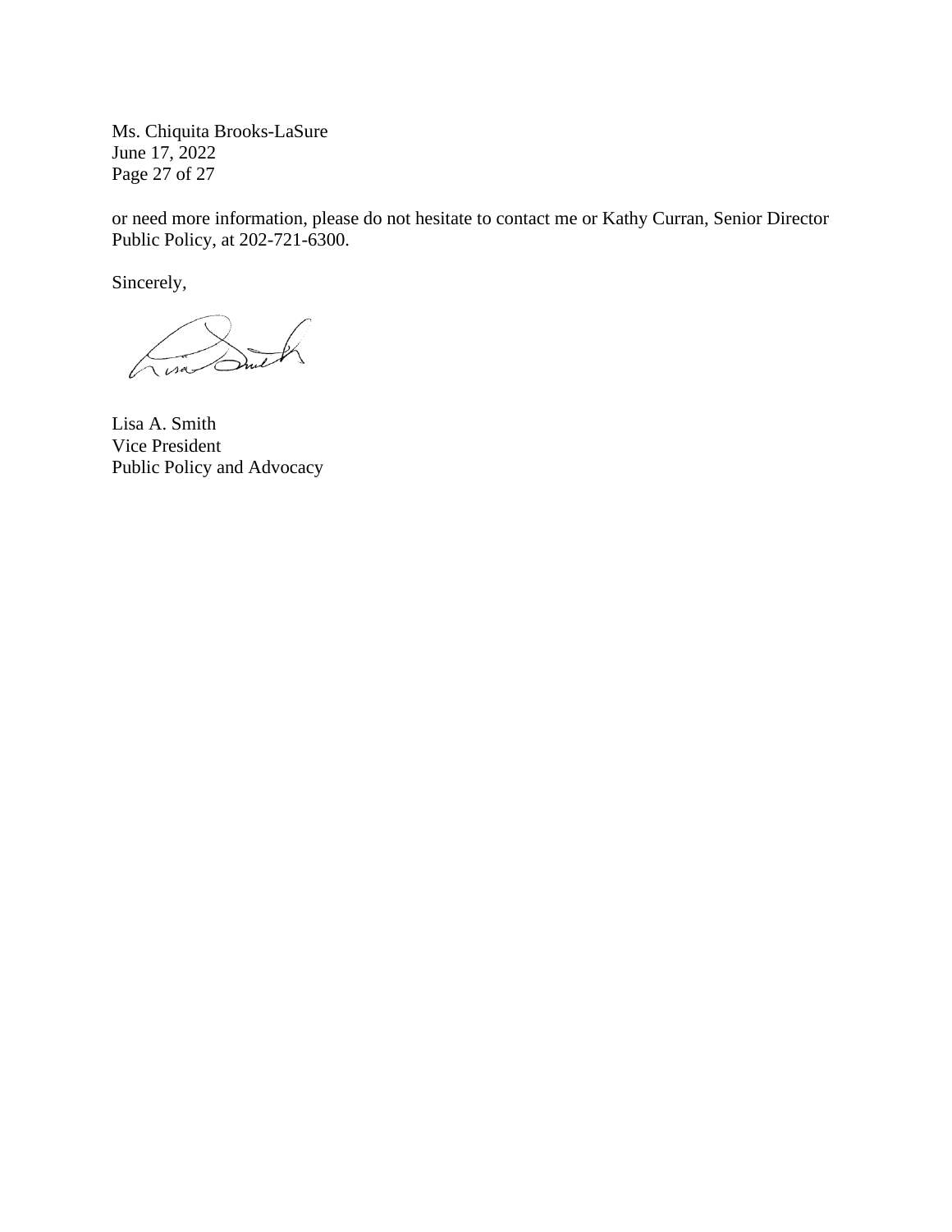or need more information, please do not hesitate to contact me or Kathy Curran, Senior Director Public Policy, at 202-721-6300.

Sincerely,

Lisa A. Smith
Vice President
Public Policy and Advocacy